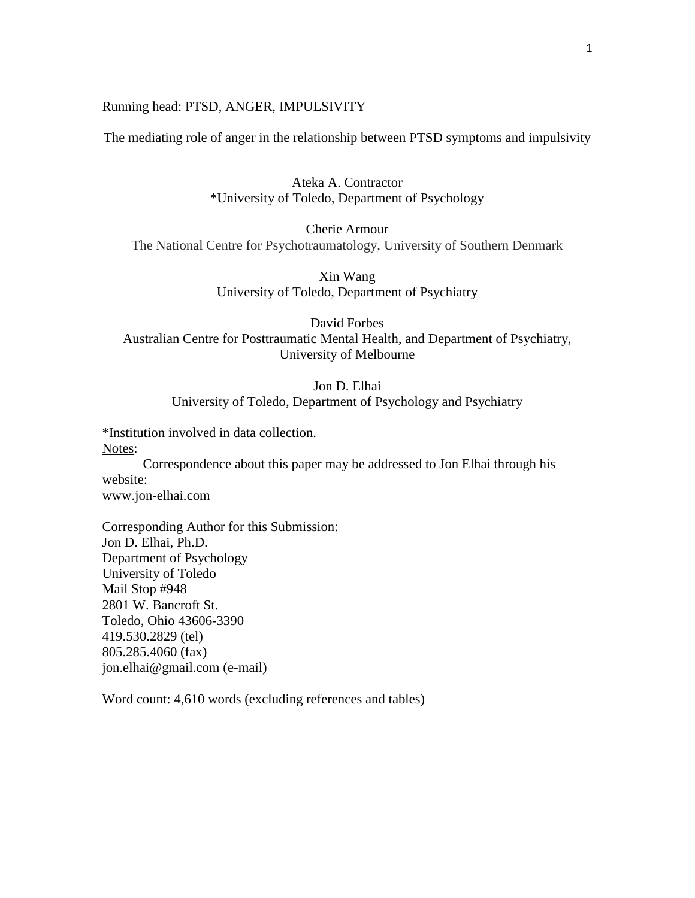Running head: PTSD, ANGER, IMPULSIVITY

# The mediating role of anger in the relationship between PTSD symptoms and impulsivity

Ateka A. Contractor
*University of Toledo, Department of Psychology

Cherie Armour
The National Centre for Psychotraumatology, University of Southern Denmark

Xin Wang
University of Toledo, Department of Psychiatry

David Forbes
Australian Centre for Posttraumatic Mental Health, and Department of Psychiatry, University of Melbourne

Jon D. Elhai
University of Toledo, Department of Psychology and Psychiatry

*Institution involved in data collection.

Notes:

Correspondence about this paper may be addressed to Jon Elhai through his website:
www.jon-elhai.com

Corresponding Author for this Submission:
Jon D. Elhai, Ph.D.
Department of Psychology
University of Toledo
Mail Stop #948
2801 W. Bancroft St.
Toledo, Ohio 43606-3390
419.530.2829 (tel)
805.285.4060 (fax)
jon.elhai@gmail.com (e-mail)

Word count: 4,610 words (excluding references and tables)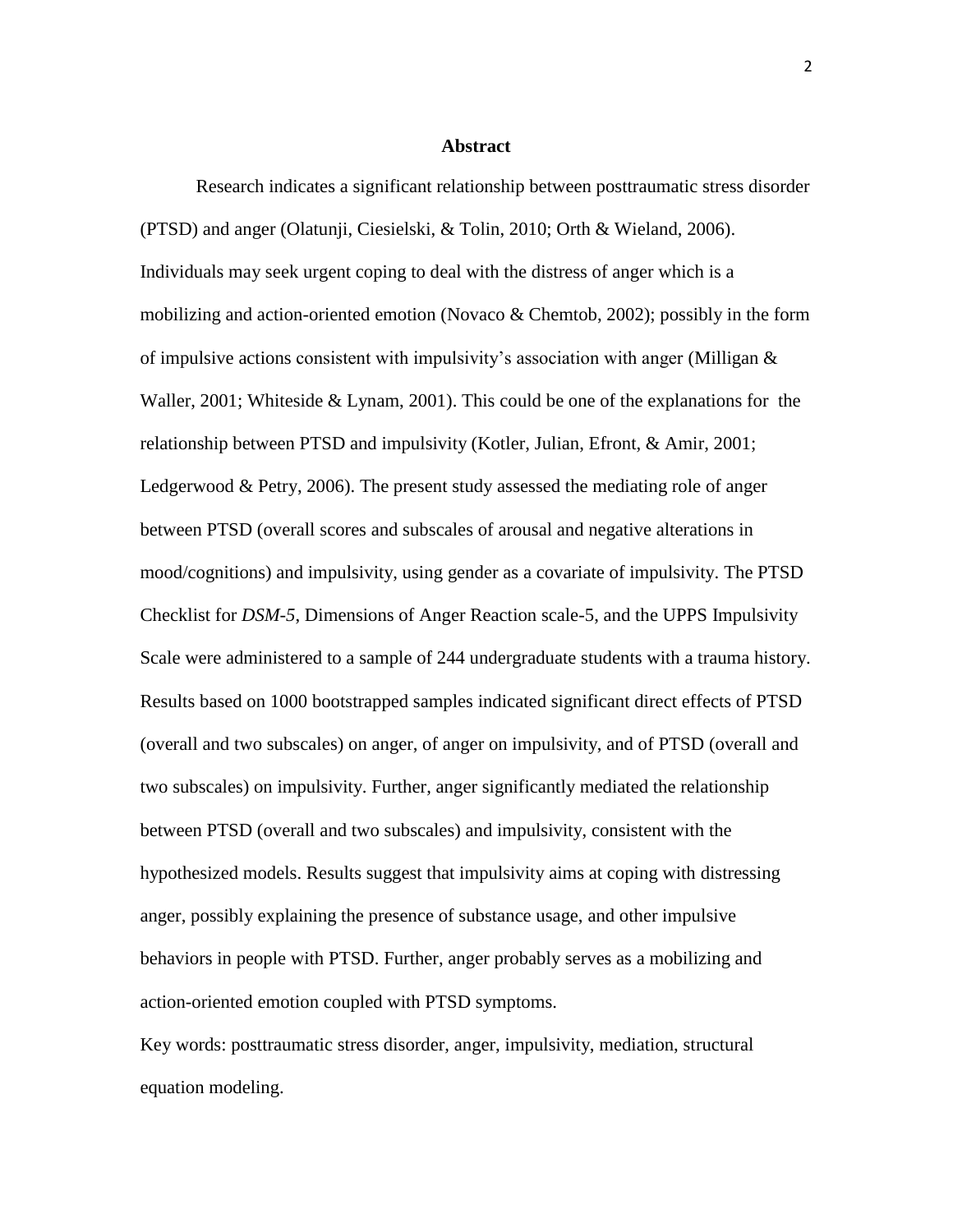## Abstract

Research indicates a significant relationship between posttraumatic stress disorder (PTSD) and anger (Olatunji, Ciesielski, & Tolin, 2010; Orth & Wieland, 2006). Individuals may seek urgent coping to deal with the distress of anger which is a mobilizing and action-oriented emotion (Novaco & Chemtob, 2002); possibly in the form of impulsive actions consistent with impulsivity's association with anger (Milligan & Waller, 2001; Whiteside & Lynam, 2001). This could be one of the explanations for the relationship between PTSD and impulsivity (Kotler, Julian, Efront, & Amir, 2001; Ledgerwood & Petry, 2006). The present study assessed the mediating role of anger between PTSD (overall scores and subscales of arousal and negative alterations in mood/cognitions) and impulsivity, using gender as a covariate of impulsivity. The PTSD Checklist for *DSM-5*, Dimensions of Anger Reaction scale-5, and the UPPS Impulsivity Scale were administered to a sample of 244 undergraduate students with a trauma history. Results based on 1000 bootstrapped samples indicated significant direct effects of PTSD (overall and two subscales) on anger, of anger on impulsivity, and of PTSD (overall and two subscales) on impulsivity. Further, anger significantly mediated the relationship between PTSD (overall and two subscales) and impulsivity, consistent with the hypothesized models. Results suggest that impulsivity aims at coping with distressing anger, possibly explaining the presence of substance usage, and other impulsive behaviors in people with PTSD. Further, anger probably serves as a mobilizing and action-oriented emotion coupled with PTSD symptoms.

Key words: posttraumatic stress disorder, anger, impulsivity, mediation, structural equation modeling.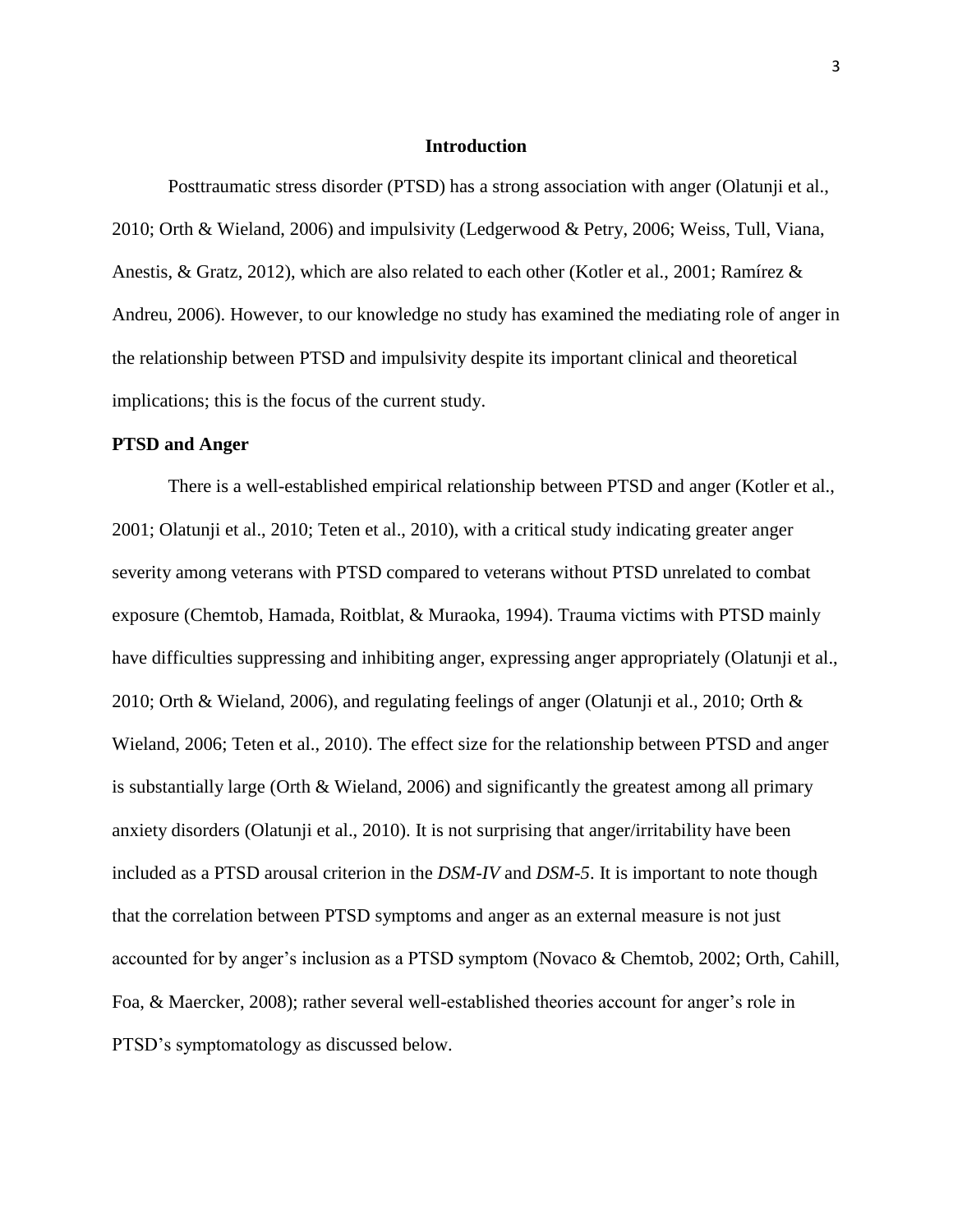# Introduction

Posttraumatic stress disorder (PTSD) has a strong association with anger (Olatunji et al., 2010; Orth & Wieland, 2006) and impulsivity (Ledgerwood & Petry, 2006; Weiss, Tull, Viana, Anestis, & Gratz, 2012), which are also related to each other (Kotler et al., 2001; Ramírez & Andreu, 2006). However, to our knowledge no study has examined the mediating role of anger in the relationship between PTSD and impulsivity despite its important clinical and theoretical implications; this is the focus of the current study.

## PTSD and Anger

There is a well-established empirical relationship between PTSD and anger (Kotler et al., 2001; Olatunji et al., 2010; Teten et al., 2010), with a critical study indicating greater anger severity among veterans with PTSD compared to veterans without PTSD unrelated to combat exposure (Chemtob, Hamada, Roitblat, & Muraoka, 1994). Trauma victims with PTSD mainly have difficulties suppressing and inhibiting anger, expressing anger appropriately (Olatunji et al., 2010; Orth & Wieland, 2006), and regulating feelings of anger (Olatunji et al., 2010; Orth & Wieland, 2006; Teten et al., 2010). The effect size for the relationship between PTSD and anger is substantially large (Orth & Wieland, 2006) and significantly the greatest among all primary anxiety disorders (Olatunji et al., 2010). It is not surprising that anger/irritability have been included as a PTSD arousal criterion in the *DSM-IV* and *DSM-5*. It is important to note though that the correlation between PTSD symptoms and anger as an external measure is not just accounted for by anger's inclusion as a PTSD symptom (Novaco & Chemtob, 2002; Orth, Cahill, Foa, & Maercker, 2008); rather several well-established theories account for anger's role in PTSD's symptomatology as discussed below.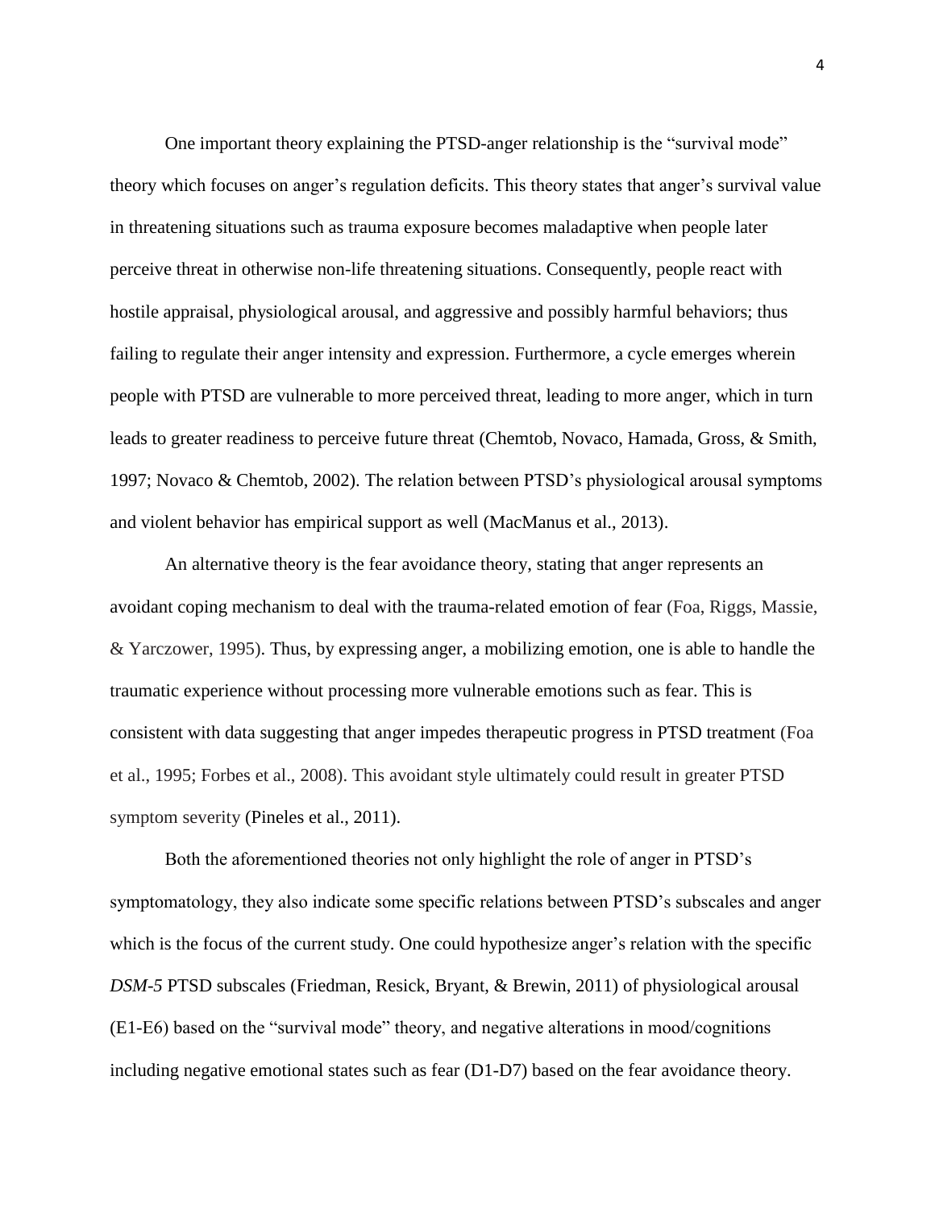One important theory explaining the PTSD-anger relationship is the "survival mode" theory which focuses on anger's regulation deficits. This theory states that anger's survival value in threatening situations such as trauma exposure becomes maladaptive when people later perceive threat in otherwise non-life threatening situations. Consequently, people react with hostile appraisal, physiological arousal, and aggressive and possibly harmful behaviors; thus failing to regulate their anger intensity and expression. Furthermore, a cycle emerges wherein people with PTSD are vulnerable to more perceived threat, leading to more anger, which in turn leads to greater readiness to perceive future threat (Chemtob, Novaco, Hamada, Gross, & Smith, 1997; Novaco & Chemtob, 2002). The relation between PTSD's physiological arousal symptoms and violent behavior has empirical support as well (MacManus et al., 2013).

An alternative theory is the fear avoidance theory, stating that anger represents an avoidant coping mechanism to deal with the trauma-related emotion of fear (Foa, Riggs, Massie, & Yarczower, 1995). Thus, by expressing anger, a mobilizing emotion, one is able to handle the traumatic experience without processing more vulnerable emotions such as fear. This is consistent with data suggesting that anger impedes therapeutic progress in PTSD treatment (Foa et al., 1995; Forbes et al., 2008). This avoidant style ultimately could result in greater PTSD symptom severity (Pineles et al., 2011).

Both the aforementioned theories not only highlight the role of anger in PTSD's symptomatology, they also indicate some specific relations between PTSD's subscales and anger which is the focus of the current study. One could hypothesize anger's relation with the specific *DSM-5* PTSD subscales (Friedman, Resick, Bryant, & Brewin, 2011) of physiological arousal (E1-E6) based on the "survival mode" theory, and negative alterations in mood/cognitions including negative emotional states such as fear (D1-D7) based on the fear avoidance theory.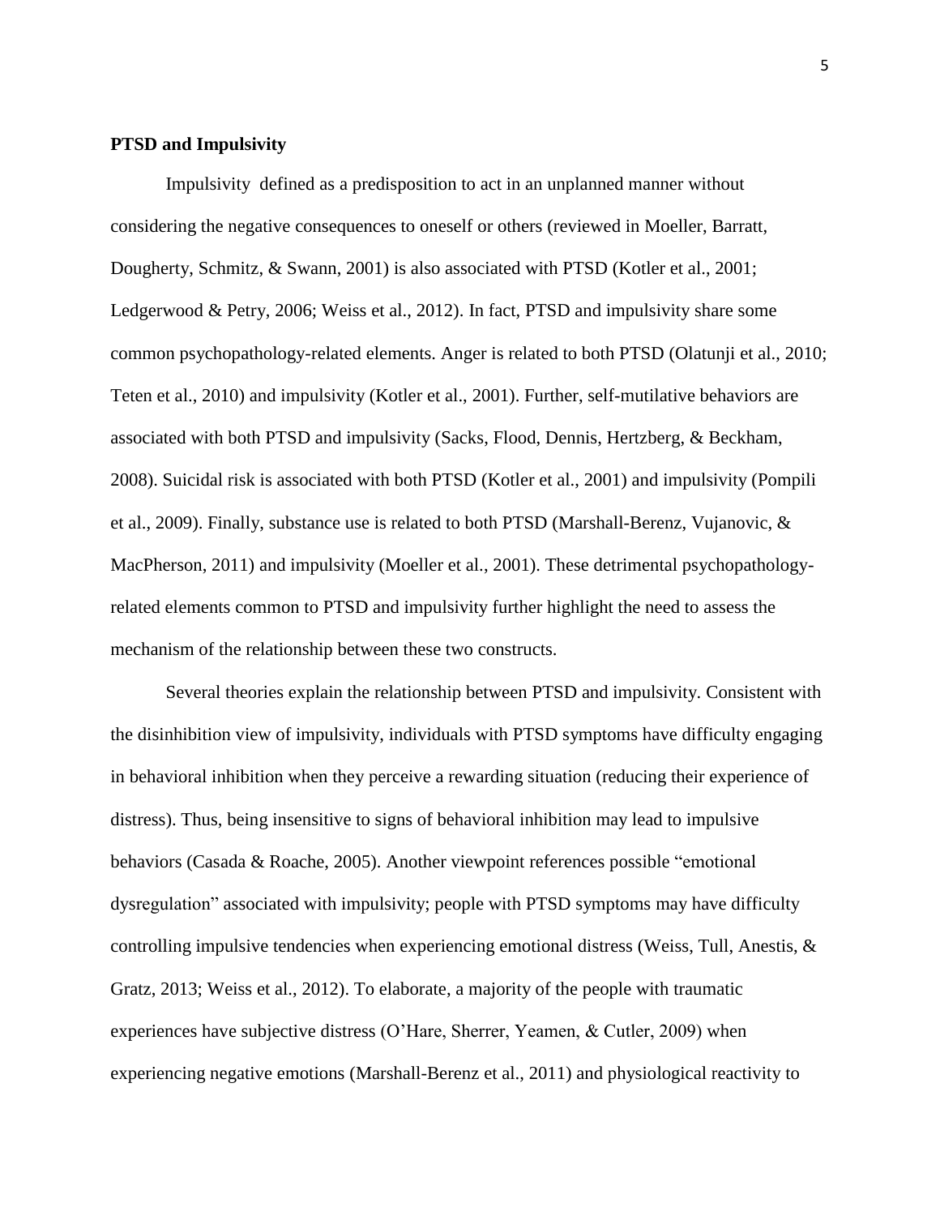**PTSD and Impulsivity**

Impulsivity  defined as a predisposition to act in an unplanned manner without considering the negative consequences to oneself or others (reviewed in Moeller, Barratt, Dougherty, Schmitz, & Swann, 2001) is also associated with PTSD (Kotler et al., 2001; Ledgerwood & Petry, 2006; Weiss et al., 2012). In fact, PTSD and impulsivity share some common psychopathology-related elements. Anger is related to both PTSD (Olatunji et al., 2010; Teten et al., 2010) and impulsivity (Kotler et al., 2001). Further, self-mutilative behaviors are associated with both PTSD and impulsivity (Sacks, Flood, Dennis, Hertzberg, & Beckham, 2008). Suicidal risk is associated with both PTSD (Kotler et al., 2001) and impulsivity (Pompili et al., 2009). Finally, substance use is related to both PTSD (Marshall-Berenz, Vujanovic, & MacPherson, 2011) and impulsivity (Moeller et al., 2001). These detrimental psychopathology-related elements common to PTSD and impulsivity further highlight the need to assess the mechanism of the relationship between these two constructs.

Several theories explain the relationship between PTSD and impulsivity. Consistent with the disinhibition view of impulsivity, individuals with PTSD symptoms have difficulty engaging in behavioral inhibition when they perceive a rewarding situation (reducing their experience of distress). Thus, being insensitive to signs of behavioral inhibition may lead to impulsive behaviors (Casada & Roache, 2005). Another viewpoint references possible "emotional dysregulation" associated with impulsivity; people with PTSD symptoms may have difficulty controlling impulsive tendencies when experiencing emotional distress (Weiss, Tull, Anestis, & Gratz, 2013; Weiss et al., 2012). To elaborate, a majority of the people with traumatic experiences have subjective distress (O'Hare, Sherrer, Yeamen, & Cutler, 2009) when experiencing negative emotions (Marshall-Berenz et al., 2011) and physiological reactivity to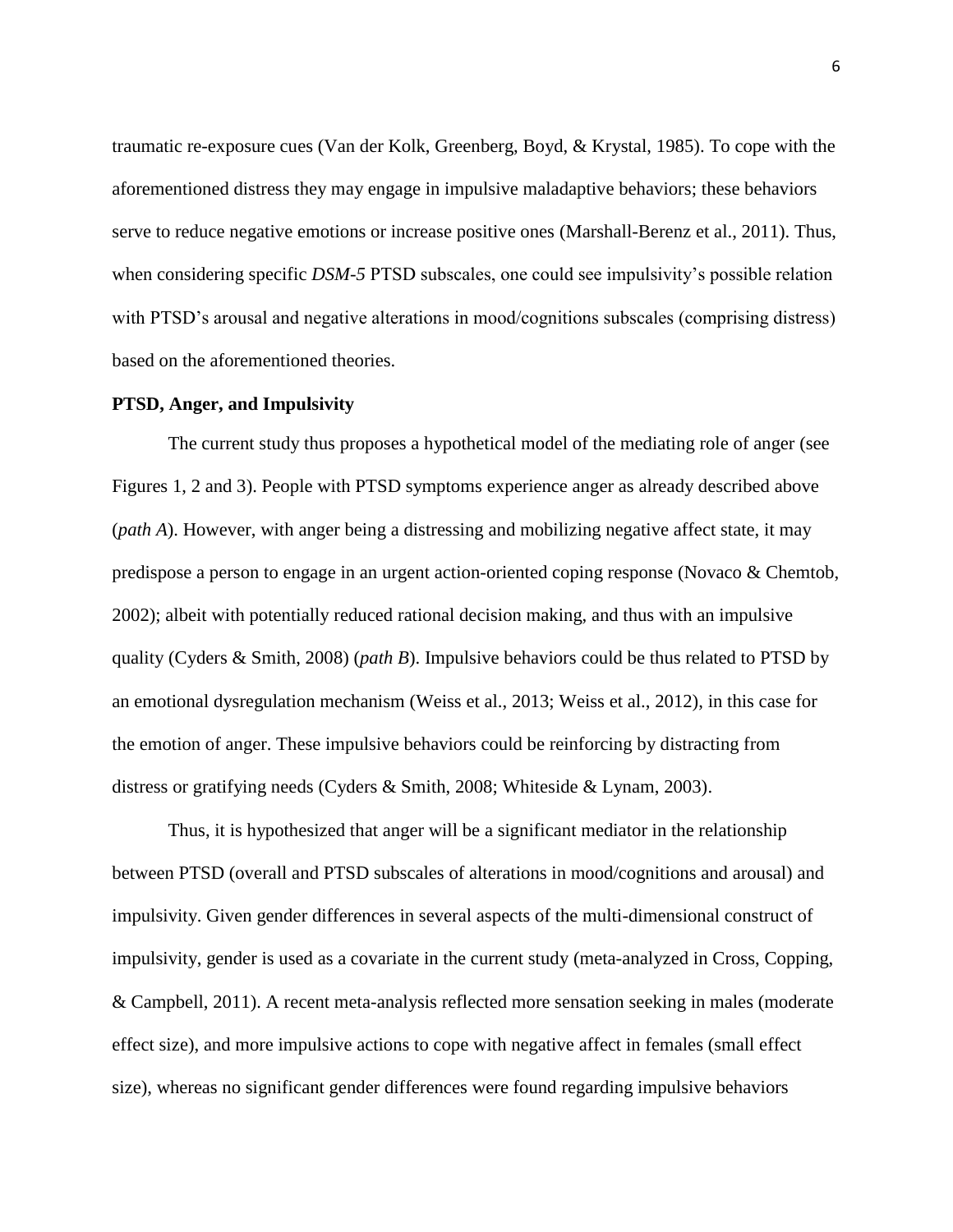traumatic re-exposure cues (Van der Kolk, Greenberg, Boyd, & Krystal, 1985). To cope with the aforementioned distress they may engage in impulsive maladaptive behaviors; these behaviors serve to reduce negative emotions or increase positive ones (Marshall-Berenz et al., 2011). Thus, when considering specific *DSM-5* PTSD subscales, one could see impulsivity's possible relation with PTSD's arousal and negative alterations in mood/cognitions subscales (comprising distress) based on the aforementioned theories.

**PTSD, Anger, and Impulsivity**

The current study thus proposes a hypothetical model of the mediating role of anger (see Figures 1, 2 and 3). People with PTSD symptoms experience anger as already described above (*path A*). However, with anger being a distressing and mobilizing negative affect state, it may predispose a person to engage in an urgent action-oriented coping response (Novaco & Chemtob, 2002); albeit with potentially reduced rational decision making, and thus with an impulsive quality (Cyders & Smith, 2008) (*path B*). Impulsive behaviors could be thus related to PTSD by an emotional dysregulation mechanism (Weiss et al., 2013; Weiss et al., 2012), in this case for the emotion of anger. These impulsive behaviors could be reinforcing by distracting from distress or gratifying needs (Cyders & Smith, 2008; Whiteside & Lynam, 2003).

Thus, it is hypothesized that anger will be a significant mediator in the relationship between PTSD (overall and PTSD subscales of alterations in mood/cognitions and arousal) and impulsivity. Given gender differences in several aspects of the multi-dimensional construct of impulsivity, gender is used as a covariate in the current study (meta-analyzed in Cross, Copping, & Campbell, 2011). A recent meta-analysis reflected more sensation seeking in males (moderate effect size), and more impulsive actions to cope with negative affect in females (small effect size), whereas no significant gender differences were found regarding impulsive behaviors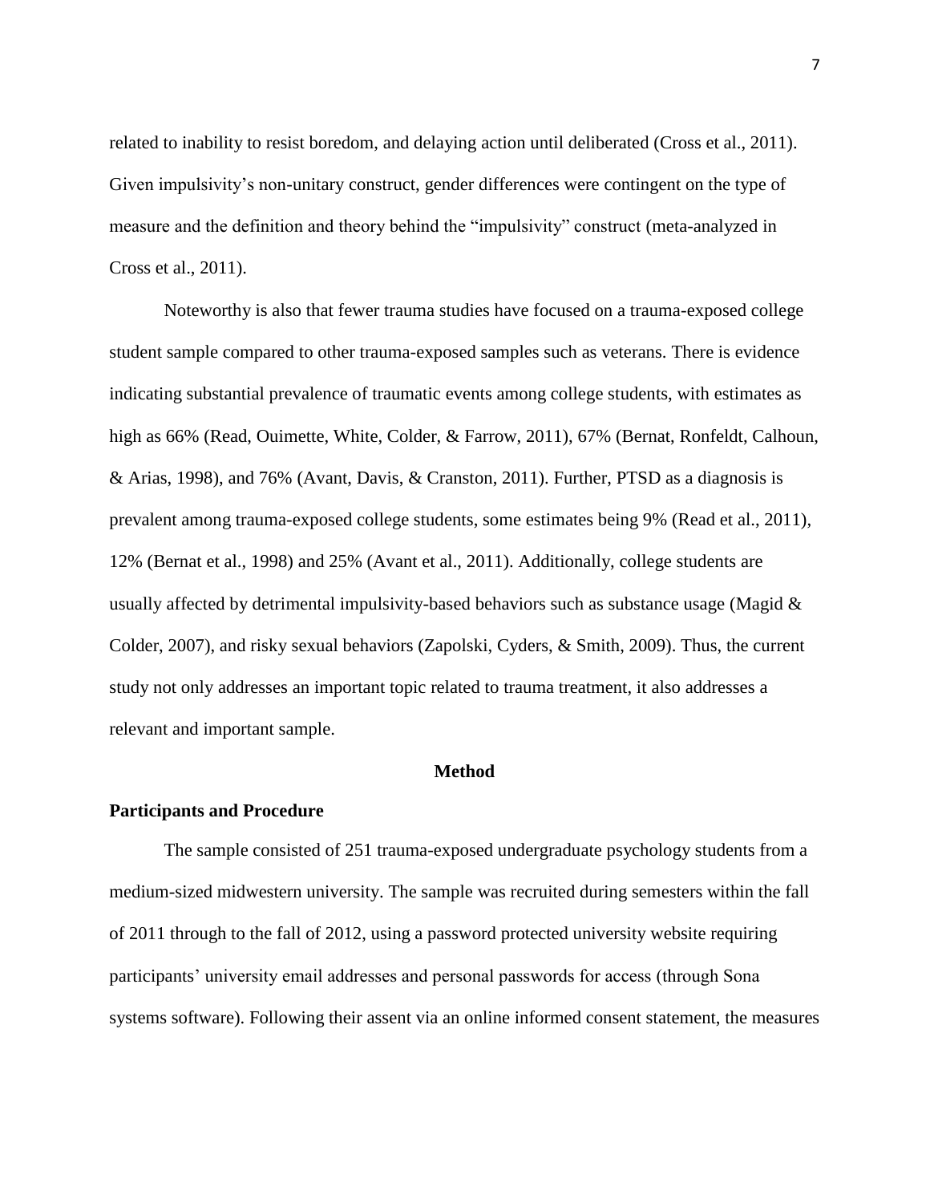related to inability to resist boredom, and delaying action until deliberated (Cross et al., 2011). Given impulsivity's non-unitary construct, gender differences were contingent on the type of measure and the definition and theory behind the "impulsivity" construct (meta-analyzed in Cross et al., 2011).

Noteworthy is also that fewer trauma studies have focused on a trauma-exposed college student sample compared to other trauma-exposed samples such as veterans. There is evidence indicating substantial prevalence of traumatic events among college students, with estimates as high as 66% (Read, Ouimette, White, Colder, & Farrow, 2011), 67% (Bernat, Ronfeldt, Calhoun, & Arias, 1998), and 76% (Avant, Davis, & Cranston, 2011). Further, PTSD as a diagnosis is prevalent among trauma-exposed college students, some estimates being 9% (Read et al., 2011), 12% (Bernat et al., 1998) and 25% (Avant et al., 2011). Additionally, college students are usually affected by detrimental impulsivity-based behaviors such as substance usage (Magid & Colder, 2007), and risky sexual behaviors (Zapolski, Cyders, & Smith, 2009). Thus, the current study not only addresses an important topic related to trauma treatment, it also addresses a relevant and important sample.

# Method

## Participants and Procedure

The sample consisted of 251 trauma-exposed undergraduate psychology students from a medium-sized midwestern university. The sample was recruited during semesters within the fall of 2011 through to the fall of 2012, using a password protected university website requiring participants' university email addresses and personal passwords for access (through Sona systems software). Following their assent via an online informed consent statement, the measures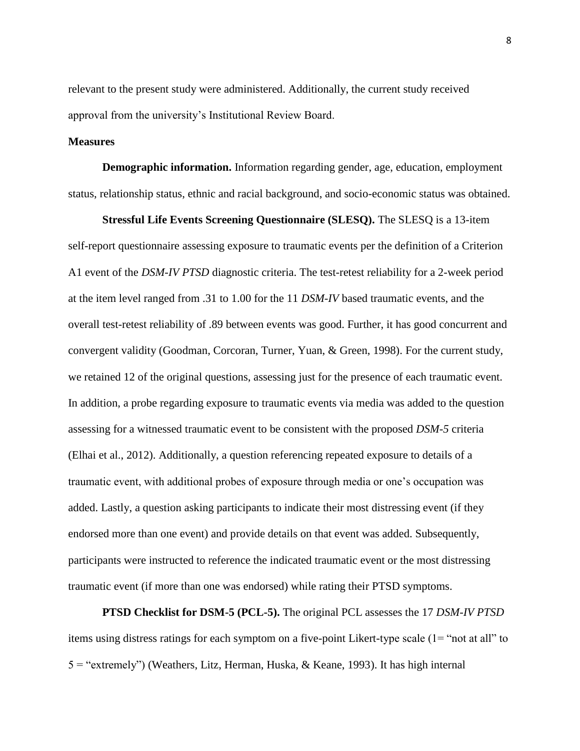relevant to the present study were administered. Additionally, the current study received approval from the university's Institutional Review Board.

## Measures

**Demographic information.** Information regarding gender, age, education, employment status, relationship status, ethnic and racial background, and socio-economic status was obtained.

**Stressful Life Events Screening Questionnaire (SLESQ).** The SLESQ is a 13-item self-report questionnaire assessing exposure to traumatic events per the definition of a Criterion A1 event of the *DSM-IV PTSD* diagnostic criteria. The test-retest reliability for a 2-week period at the item level ranged from .31 to 1.00 for the 11 *DSM-IV* based traumatic events, and the overall test-retest reliability of .89 between events was good. Further, it has good concurrent and convergent validity (Goodman, Corcoran, Turner, Yuan, & Green, 1998). For the current study, we retained 12 of the original questions, assessing just for the presence of each traumatic event. In addition, a probe regarding exposure to traumatic events via media was added to the question assessing for a witnessed traumatic event to be consistent with the proposed *DSM-5* criteria (Elhai et al., 2012). Additionally, a question referencing repeated exposure to details of a traumatic event, with additional probes of exposure through media or one's occupation was added. Lastly, a question asking participants to indicate their most distressing event (if they endorsed more than one event) and provide details on that event was added. Subsequently, participants were instructed to reference the indicated traumatic event or the most distressing traumatic event (if more than one was endorsed) while rating their PTSD symptoms.

**PTSD Checklist for DSM-5 (PCL-5).** The original PCL assesses the 17 *DSM-IV PTSD* items using distress ratings for each symptom on a five-point Likert-type scale (1= "not at all" to 5 = "extremely") (Weathers, Litz, Herman, Huska, & Keane, 1993). It has high internal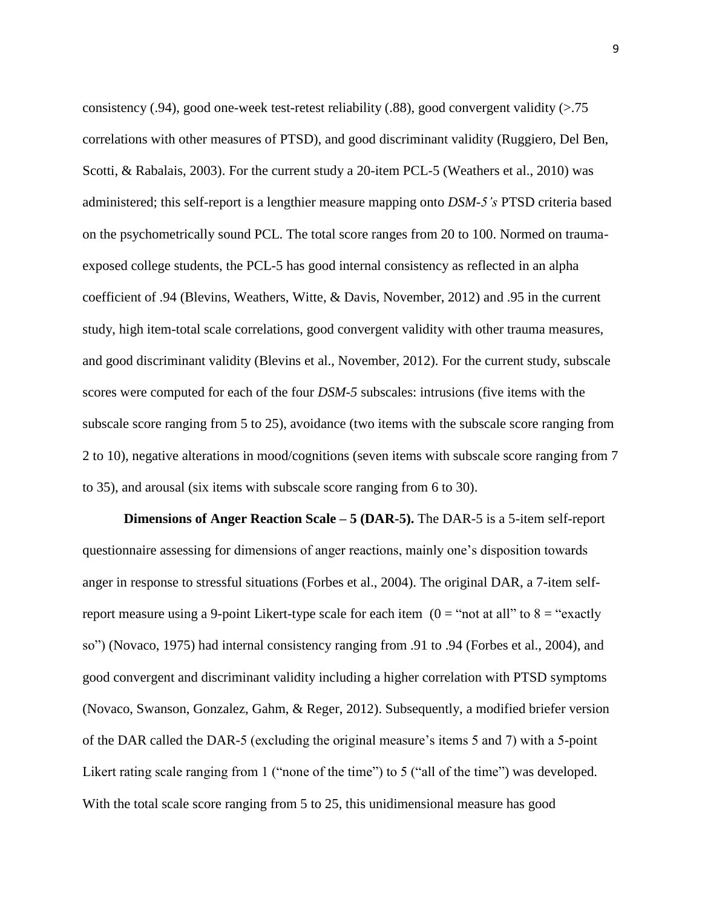consistency (.94), good one-week test-retest reliability (.88), good convergent validity (>.75 correlations with other measures of PTSD), and good discriminant validity (Ruggiero, Del Ben, Scotti, & Rabalais, 2003). For the current study a 20-item PCL-5 (Weathers et al., 2010) was administered; this self-report is a lengthier measure mapping onto *DSM-5's* PTSD criteria based on the psychometrically sound PCL. The total score ranges from 20 to 100. Normed on trauma-exposed college students, the PCL-5 has good internal consistency as reflected in an alpha coefficient of .94 (Blevins, Weathers, Witte, & Davis, November, 2012) and .95 in the current study, high item-total scale correlations, good convergent validity with other trauma measures, and good discriminant validity (Blevins et al., November, 2012). For the current study, subscale scores were computed for each of the four *DSM-5* subscales: intrusions (five items with the subscale score ranging from 5 to 25), avoidance (two items with the subscale score ranging from 2 to 10), negative alterations in mood/cognitions (seven items with subscale score ranging from 7 to 35), and arousal (six items with subscale score ranging from 6 to 30).

**Dimensions of Anger Reaction Scale – 5 (DAR-5).** The DAR-5 is a 5-item self-report questionnaire assessing for dimensions of anger reactions, mainly one's disposition towards anger in response to stressful situations (Forbes et al., 2004). The original DAR, a 7-item self-report measure using a 9-point Likert-type scale for each item (0 = "not at all" to 8 = "exactly so") (Novaco, 1975) had internal consistency ranging from .91 to .94 (Forbes et al., 2004), and good convergent and discriminant validity including a higher correlation with PTSD symptoms (Novaco, Swanson, Gonzalez, Gahm, & Reger, 2012). Subsequently, a modified briefer version of the DAR called the DAR-5 (excluding the original measure's items 5 and 7) with a 5-point Likert rating scale ranging from 1 ("none of the time") to 5 ("all of the time") was developed. With the total scale score ranging from 5 to 25, this unidimensional measure has good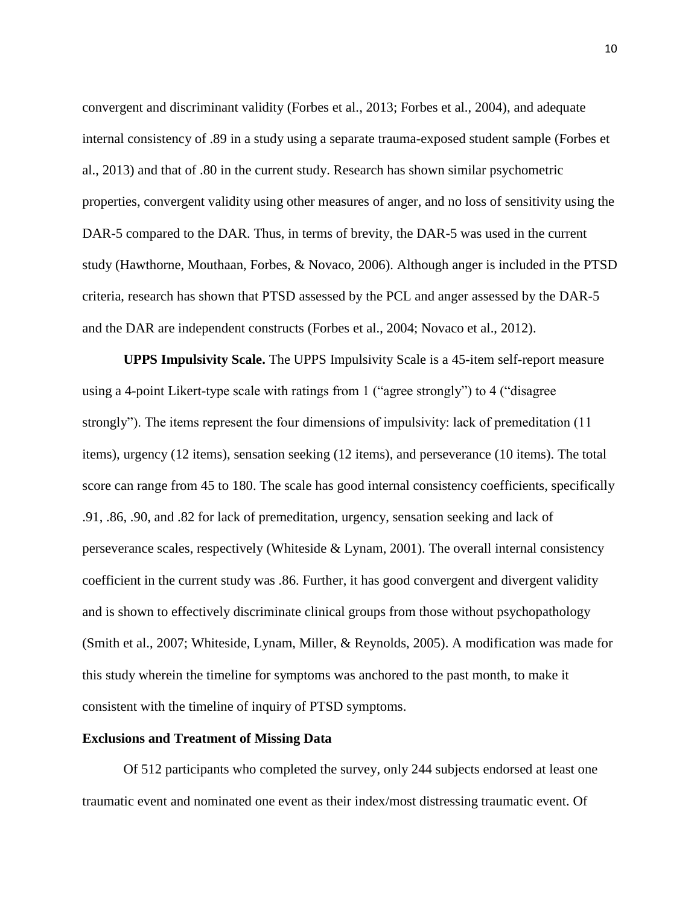convergent and discriminant validity (Forbes et al., 2013; Forbes et al., 2004), and adequate internal consistency of .89 in a study using a separate trauma-exposed student sample (Forbes et al., 2013) and that of .80 in the current study. Research has shown similar psychometric properties, convergent validity using other measures of anger, and no loss of sensitivity using the DAR-5 compared to the DAR. Thus, in terms of brevity, the DAR-5 was used in the current study (Hawthorne, Mouthaan, Forbes, & Novaco, 2006). Although anger is included in the PTSD criteria, research has shown that PTSD assessed by the PCL and anger assessed by the DAR-5 and the DAR are independent constructs (Forbes et al., 2004; Novaco et al., 2012).

**UPPS Impulsivity Scale.** The UPPS Impulsivity Scale is a 45-item self-report measure using a 4-point Likert-type scale with ratings from 1 ("agree strongly") to 4 ("disagree strongly"). The items represent the four dimensions of impulsivity: lack of premeditation (11 items), urgency (12 items), sensation seeking (12 items), and perseverance (10 items). The total score can range from 45 to 180. The scale has good internal consistency coefficients, specifically .91, .86, .90, and .82 for lack of premeditation, urgency, sensation seeking and lack of perseverance scales, respectively (Whiteside & Lynam, 2001). The overall internal consistency coefficient in the current study was .86. Further, it has good convergent and divergent validity and is shown to effectively discriminate clinical groups from those without psychopathology (Smith et al., 2007; Whiteside, Lynam, Miller, & Reynolds, 2005). A modification was made for this study wherein the timeline for symptoms was anchored to the past month, to make it consistent with the timeline of inquiry of PTSD symptoms.

### Exclusions and Treatment of Missing Data

Of 512 participants who completed the survey, only 244 subjects endorsed at least one traumatic event and nominated one event as their index/most distressing traumatic event. Of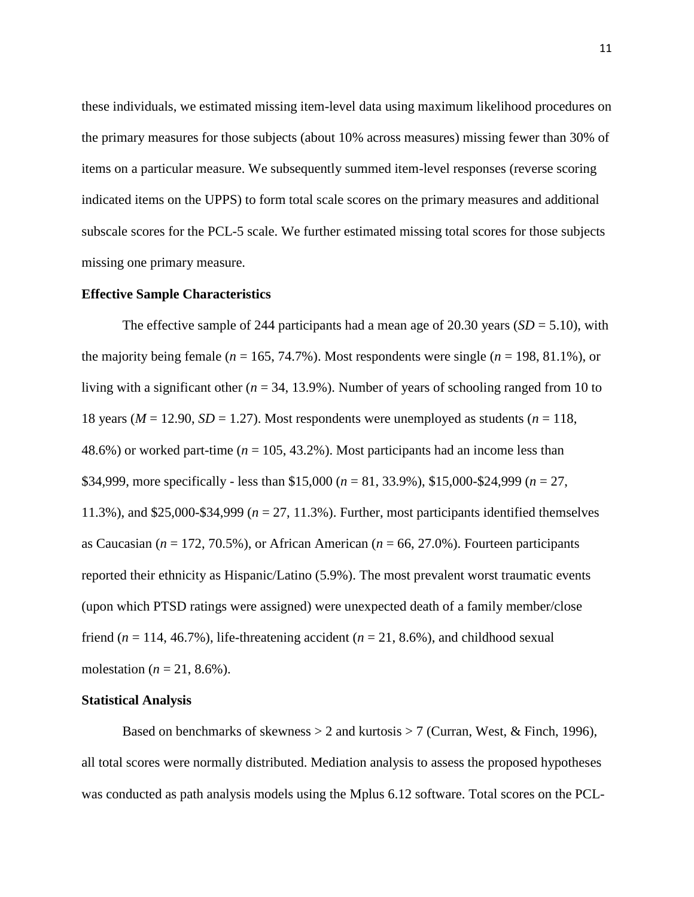these individuals, we estimated missing item-level data using maximum likelihood procedures on the primary measures for those subjects (about 10% across measures) missing fewer than 30% of items on a particular measure. We subsequently summed item-level responses (reverse scoring indicated items on the UPPS) to form total scale scores on the primary measures and additional subscale scores for the PCL-5 scale. We further estimated missing total scores for those subjects missing one primary measure.

**Effective Sample Characteristics**

The effective sample of 244 participants had a mean age of 20.30 years (*SD* = 5.10), with the majority being female (*n* = 165, 74.7%). Most respondents were single (*n* = 198, 81.1%), or living with a significant other (*n* = 34, 13.9%). Number of years of schooling ranged from 10 to 18 years (*M* = 12.90, *SD* = 1.27). Most respondents were unemployed as students (*n* = 118, 48.6%) or worked part-time (*n* = 105, 43.2%). Most participants had an income less than $34,999, more specifically - less than $15,000 (*n* = 81, 33.9%), $15,000-$24,999 (*n* = 27, 11.3%), and $25,000-$34,999 (*n* = 27, 11.3%). Further, most participants identified themselves as Caucasian (*n* = 172, 70.5%), or African American (*n* = 66, 27.0%). Fourteen participants reported their ethnicity as Hispanic/Latino (5.9%). The most prevalent worst traumatic events (upon which PTSD ratings were assigned) were unexpected death of a family member/close friend (*n* = 114, 46.7%), life-threatening accident (*n* = 21, 8.6%), and childhood sexual molestation (*n* = 21, 8.6%).

**Statistical Analysis**

Based on benchmarks of skewness > 2 and kurtosis > 7 (Curran, West, & Finch, 1996), all total scores were normally distributed. Mediation analysis to assess the proposed hypotheses was conducted as path analysis models using the Mplus 6.12 software. Total scores on the PCL-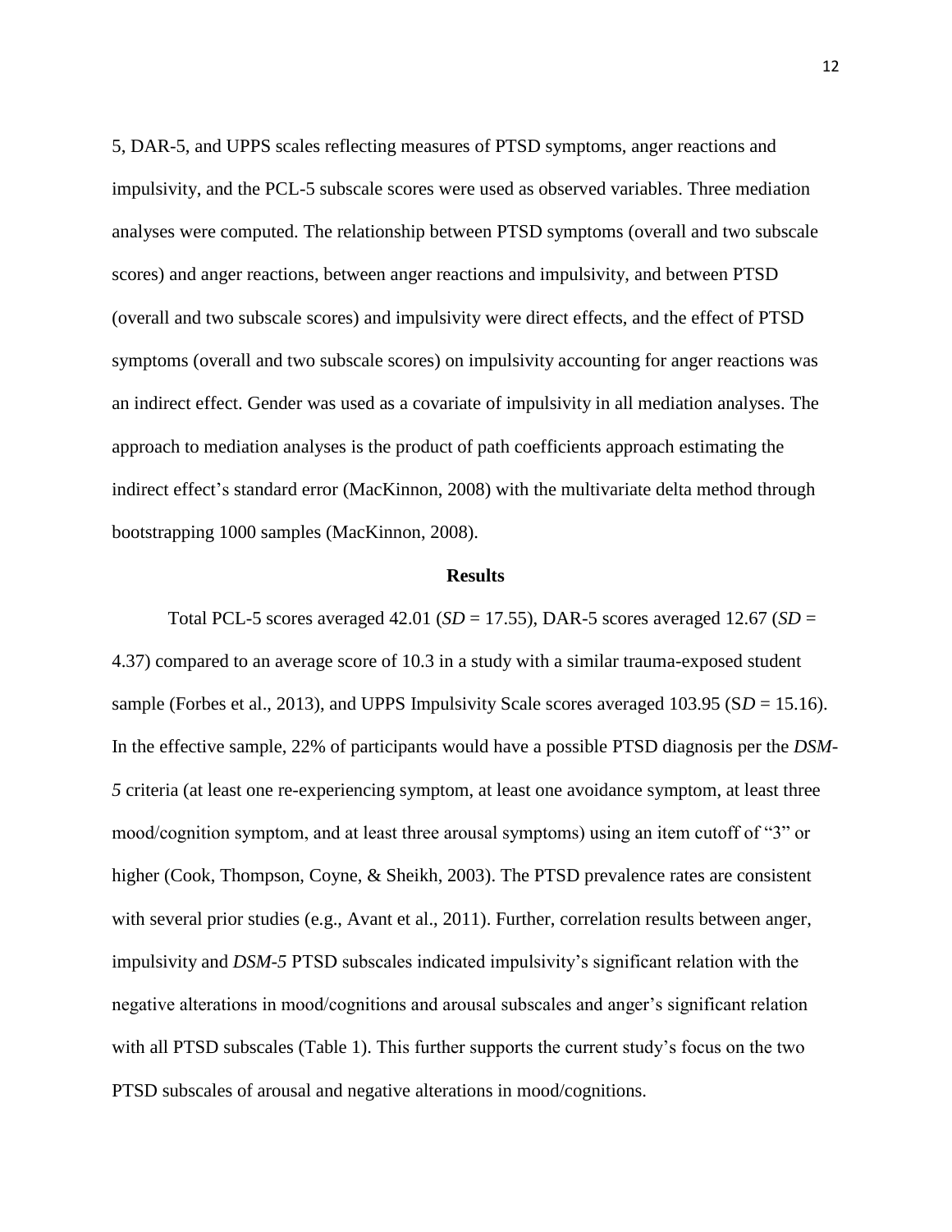5, DAR-5, and UPPS scales reflecting measures of PTSD symptoms, anger reactions and impulsivity, and the PCL-5 subscale scores were used as observed variables. Three mediation analyses were computed. The relationship between PTSD symptoms (overall and two subscale scores) and anger reactions, between anger reactions and impulsivity, and between PTSD (overall and two subscale scores) and impulsivity were direct effects, and the effect of PTSD symptoms (overall and two subscale scores) on impulsivity accounting for anger reactions was an indirect effect. Gender was used as a covariate of impulsivity in all mediation analyses. The approach to mediation analyses is the product of path coefficients approach estimating the indirect effect's standard error (MacKinnon, 2008) with the multivariate delta method through bootstrapping 1000 samples (MacKinnon, 2008).

## Results

Total PCL-5 scores averaged 42.01 ($SD$ = 17.55), DAR-5 scores averaged 12.67 ($SD$ = 4.37) compared to an average score of 10.3 in a study with a similar trauma-exposed student sample (Forbes et al., 2013), and UPPS Impulsivity Scale scores averaged 103.95 ($SD$ = 15.16). In the effective sample, 22% of participants would have a possible PTSD diagnosis per the *DSM-5* criteria (at least one re-experiencing symptom, at least one avoidance symptom, at least three mood/cognition symptom, and at least three arousal symptoms) using an item cutoff of "3" or higher (Cook, Thompson, Coyne, & Sheikh, 2003). The PTSD prevalence rates are consistent with several prior studies (e.g., Avant et al., 2011). Further, correlation results between anger, impulsivity and *DSM-5* PTSD subscales indicated impulsivity's significant relation with the negative alterations in mood/cognitions and arousal subscales and anger's significant relation with all PTSD subscales (Table 1). This further supports the current study's focus on the two PTSD subscales of arousal and negative alterations in mood/cognitions.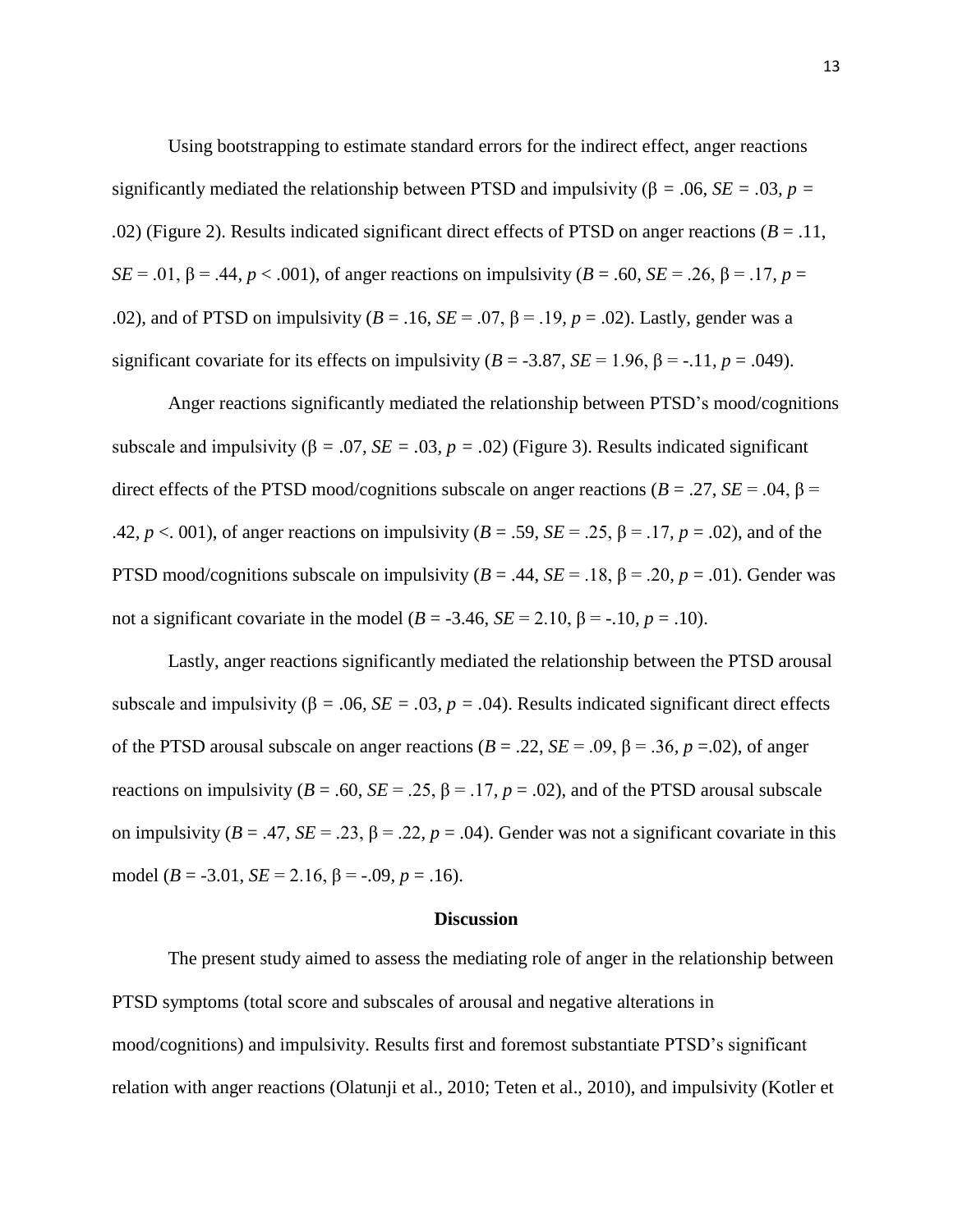Using bootstrapping to estimate standard errors for the indirect effect, anger reactions significantly mediated the relationship between PTSD and impulsivity ($\beta = .06$, $SE = .03$, $p = .02$) (Figure 2). Results indicated significant direct effects of PTSD on anger reactions ($B = .11$, $SE = .01$, $\beta = .44$, $p < .001$), of anger reactions on impulsivity ($B = .60$, $SE = .26$, $\beta = .17$, $p = .02$), and of PTSD on impulsivity ($B = .16$, $SE = .07$, $\beta = .19$, $p = .02$). Lastly, gender was a significant covariate for its effects on impulsivity ($B = -3.87$, $SE = 1.96$, $\beta = -.11$, $p = .049$).

Anger reactions significantly mediated the relationship between PTSD's mood/cognitions subscale and impulsivity ($\beta = .07$, $SE = .03$, $p = .02$) (Figure 3). Results indicated significant direct effects of the PTSD mood/cognitions subscale on anger reactions ($B = .27$, $SE = .04$, $\beta = .42$, $p <. 001$), of anger reactions on impulsivity ($B = .59$, $SE = .25$, $\beta = .17$, $p = .02$), and of the PTSD mood/cognitions subscale on impulsivity ($B = .44$, $SE = .18$, $\beta = .20$, $p = .01$). Gender was not a significant covariate in the model ($B = -3.46$, $SE = 2.10$, $\beta = -.10$, $p = .10$).

Lastly, anger reactions significantly mediated the relationship between the PTSD arousal subscale and impulsivity ($\beta = .06$, $SE = .03$, $p = .04$). Results indicated significant direct effects of the PTSD arousal subscale on anger reactions ($B = .22$, $SE = .09$, $\beta = .36$, $p =.02$), of anger reactions on impulsivity ($B = .60$, $SE = .25$, $\beta = .17$, $p = .02$), and of the PTSD arousal subscale on impulsivity ($B = .47$, $SE = .23$, $\beta = .22$, $p = .04$). Gender was not a significant covariate in this model ($B = -3.01$, $SE = 2.16$, $\beta = -.09$, $p = .16$).

## Discussion

The present study aimed to assess the mediating role of anger in the relationship between PTSD symptoms (total score and subscales of arousal and negative alterations in mood/cognitions) and impulsivity. Results first and foremost substantiate PTSD's significant relation with anger reactions (Olatunji et al., 2010; Teten et al., 2010), and impulsivity (Kotler et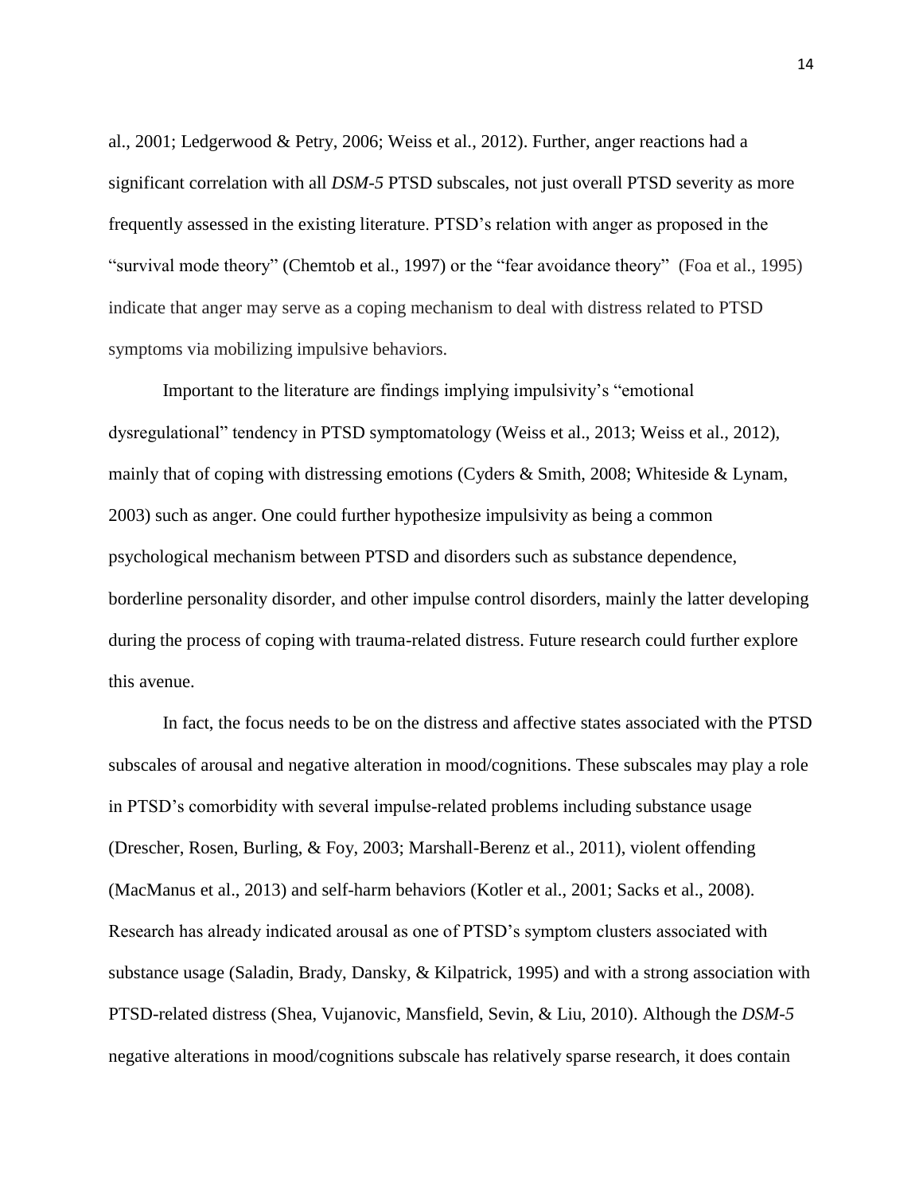al., 2001; Ledgerwood & Petry, 2006; Weiss et al., 2012). Further, anger reactions had a significant correlation with all *DSM-5* PTSD subscales, not just overall PTSD severity as more frequently assessed in the existing literature. PTSD's relation with anger as proposed in the "survival mode theory" (Chemtob et al., 1997) or the "fear avoidance theory" (Foa et al., 1995) indicate that anger may serve as a coping mechanism to deal with distress related to PTSD symptoms via mobilizing impulsive behaviors.

Important to the literature are findings implying impulsivity's "emotional dysregulational" tendency in PTSD symptomatology (Weiss et al., 2013; Weiss et al., 2012), mainly that of coping with distressing emotions (Cyders & Smith, 2008; Whiteside & Lynam, 2003) such as anger. One could further hypothesize impulsivity as being a common psychological mechanism between PTSD and disorders such as substance dependence, borderline personality disorder, and other impulse control disorders, mainly the latter developing during the process of coping with trauma-related distress. Future research could further explore this avenue.

In fact, the focus needs to be on the distress and affective states associated with the PTSD subscales of arousal and negative alteration in mood/cognitions. These subscales may play a role in PTSD's comorbidity with several impulse-related problems including substance usage (Drescher, Rosen, Burling, & Foy, 2003; Marshall-Berenz et al., 2011), violent offending (MacManus et al., 2013) and self-harm behaviors (Kotler et al., 2001; Sacks et al., 2008). Research has already indicated arousal as one of PTSD's symptom clusters associated with substance usage (Saladin, Brady, Dansky, & Kilpatrick, 1995) and with a strong association with PTSD-related distress (Shea, Vujanovic, Mansfield, Sevin, & Liu, 2010). Although the *DSM-5* negative alterations in mood/cognitions subscale has relatively sparse research, it does contain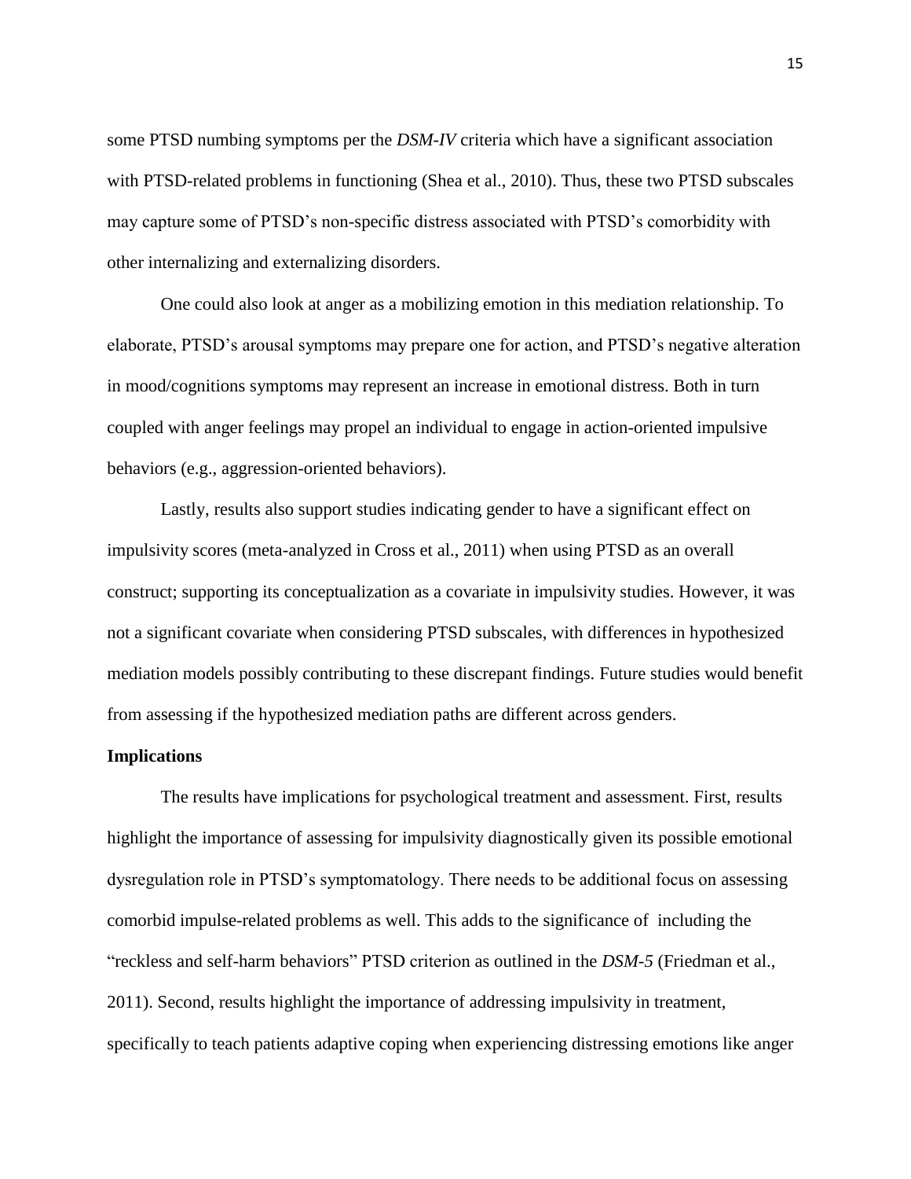some PTSD numbing symptoms per the *DSM-IV* criteria which have a significant association with PTSD-related problems in functioning (Shea et al., 2010). Thus, these two PTSD subscales may capture some of PTSD's non-specific distress associated with PTSD's comorbidity with other internalizing and externalizing disorders.

One could also look at anger as a mobilizing emotion in this mediation relationship. To elaborate, PTSD's arousal symptoms may prepare one for action, and PTSD's negative alteration in mood/cognitions symptoms may represent an increase in emotional distress. Both in turn coupled with anger feelings may propel an individual to engage in action-oriented impulsive behaviors (e.g., aggression-oriented behaviors).

Lastly, results also support studies indicating gender to have a significant effect on impulsivity scores (meta-analyzed in Cross et al., 2011) when using PTSD as an overall construct; supporting its conceptualization as a covariate in impulsivity studies. However, it was not a significant covariate when considering PTSD subscales, with differences in hypothesized mediation models possibly contributing to these discrepant findings. Future studies would benefit from assessing if the hypothesized mediation paths are different across genders.

**Implications**

The results have implications for psychological treatment and assessment. First, results highlight the importance of assessing for impulsivity diagnostically given its possible emotional dysregulation role in PTSD's symptomatology. There needs to be additional focus on assessing comorbid impulse-related problems as well. This adds to the significance of including the "reckless and self-harm behaviors" PTSD criterion as outlined in the *DSM-5* (Friedman et al., 2011). Second, results highlight the importance of addressing impulsivity in treatment, specifically to teach patients adaptive coping when experiencing distressing emotions like anger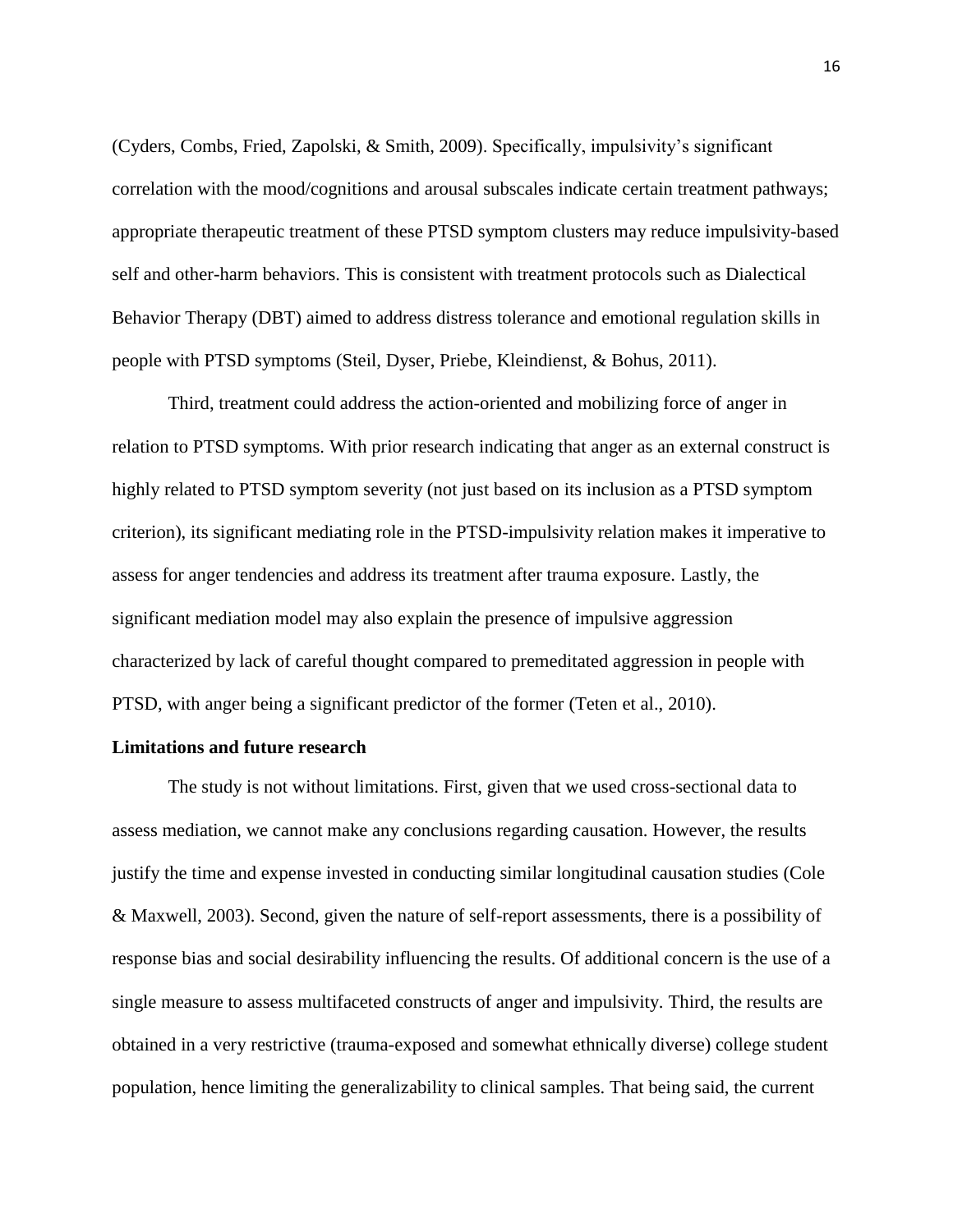(Cyders, Combs, Fried, Zapolski, & Smith, 2009). Specifically, impulsivity's significant correlation with the mood/cognitions and arousal subscales indicate certain treatment pathways; appropriate therapeutic treatment of these PTSD symptom clusters may reduce impulsivity-based self and other-harm behaviors. This is consistent with treatment protocols such as Dialectical Behavior Therapy (DBT) aimed to address distress tolerance and emotional regulation skills in people with PTSD symptoms (Steil, Dyser, Priebe, Kleindienst, & Bohus, 2011).

Third, treatment could address the action-oriented and mobilizing force of anger in relation to PTSD symptoms. With prior research indicating that anger as an external construct is highly related to PTSD symptom severity (not just based on its inclusion as a PTSD symptom criterion), its significant mediating role in the PTSD-impulsivity relation makes it imperative to assess for anger tendencies and address its treatment after trauma exposure. Lastly, the significant mediation model may also explain the presence of impulsive aggression characterized by lack of careful thought compared to premeditated aggression in people with PTSD, with anger being a significant predictor of the former (Teten et al., 2010).

**Limitations and future research**

The study is not without limitations. First, given that we used cross-sectional data to assess mediation, we cannot make any conclusions regarding causation. However, the results justify the time and expense invested in conducting similar longitudinal causation studies (Cole & Maxwell, 2003). Second, given the nature of self-report assessments, there is a possibility of response bias and social desirability influencing the results. Of additional concern is the use of a single measure to assess multifaceted constructs of anger and impulsivity. Third, the results are obtained in a very restrictive (trauma-exposed and somewhat ethnically diverse) college student population, hence limiting the generalizability to clinical samples. That being said, the current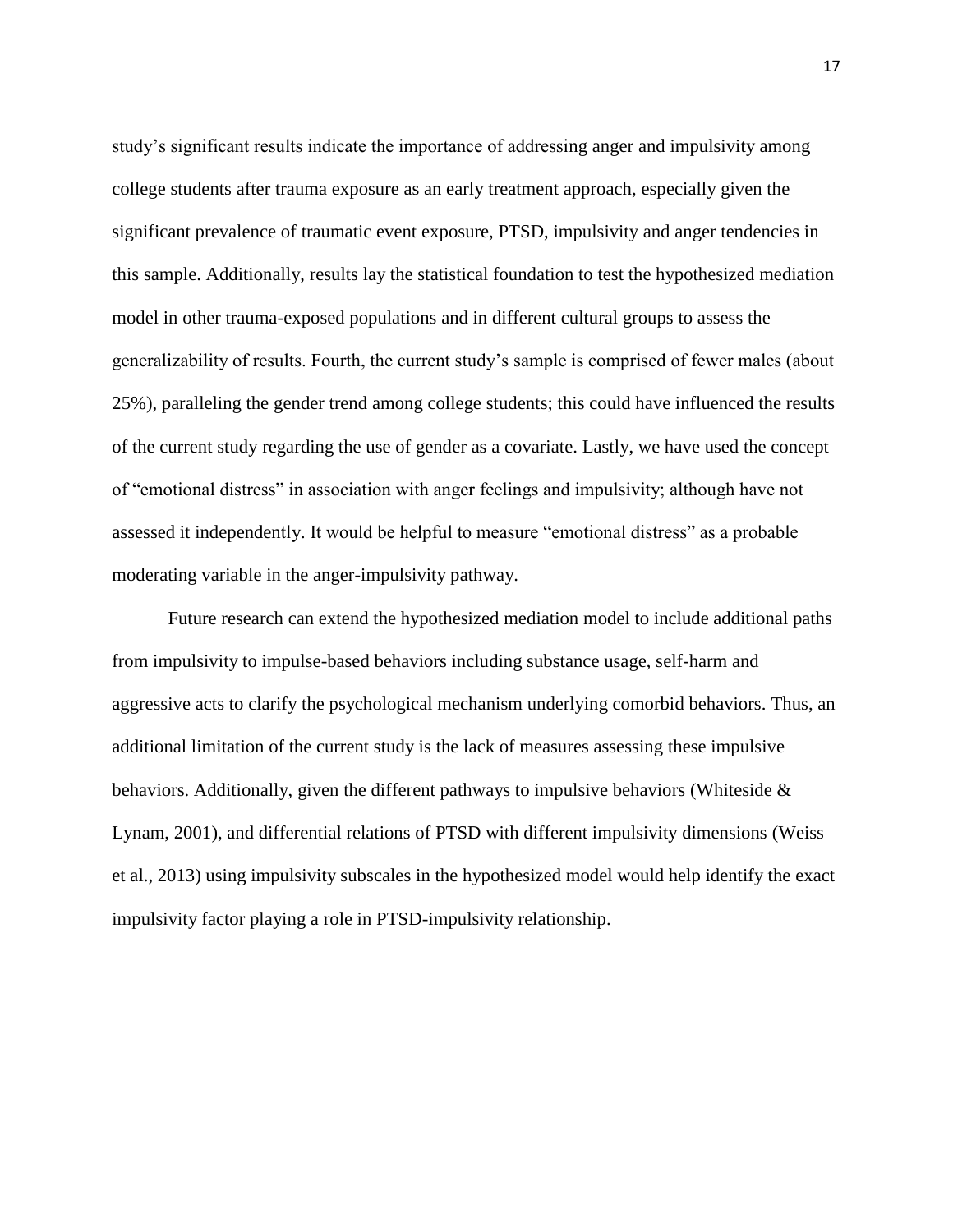study's significant results indicate the importance of addressing anger and impulsivity among college students after trauma exposure as an early treatment approach, especially given the significant prevalence of traumatic event exposure, PTSD, impulsivity and anger tendencies in this sample. Additionally, results lay the statistical foundation to test the hypothesized mediation model in other trauma-exposed populations and in different cultural groups to assess the generalizability of results. Fourth, the current study's sample is comprised of fewer males (about 25%), paralleling the gender trend among college students; this could have influenced the results of the current study regarding the use of gender as a covariate. Lastly, we have used the concept of "emotional distress" in association with anger feelings and impulsivity; although have not assessed it independently. It would be helpful to measure "emotional distress" as a probable moderating variable in the anger-impulsivity pathway.

Future research can extend the hypothesized mediation model to include additional paths from impulsivity to impulse-based behaviors including substance usage, self-harm and aggressive acts to clarify the psychological mechanism underlying comorbid behaviors. Thus, an additional limitation of the current study is the lack of measures assessing these impulsive behaviors. Additionally, given the different pathways to impulsive behaviors (Whiteside & Lynam, 2001), and differential relations of PTSD with different impulsivity dimensions (Weiss et al., 2013) using impulsivity subscales in the hypothesized model would help identify the exact impulsivity factor playing a role in PTSD-impulsivity relationship.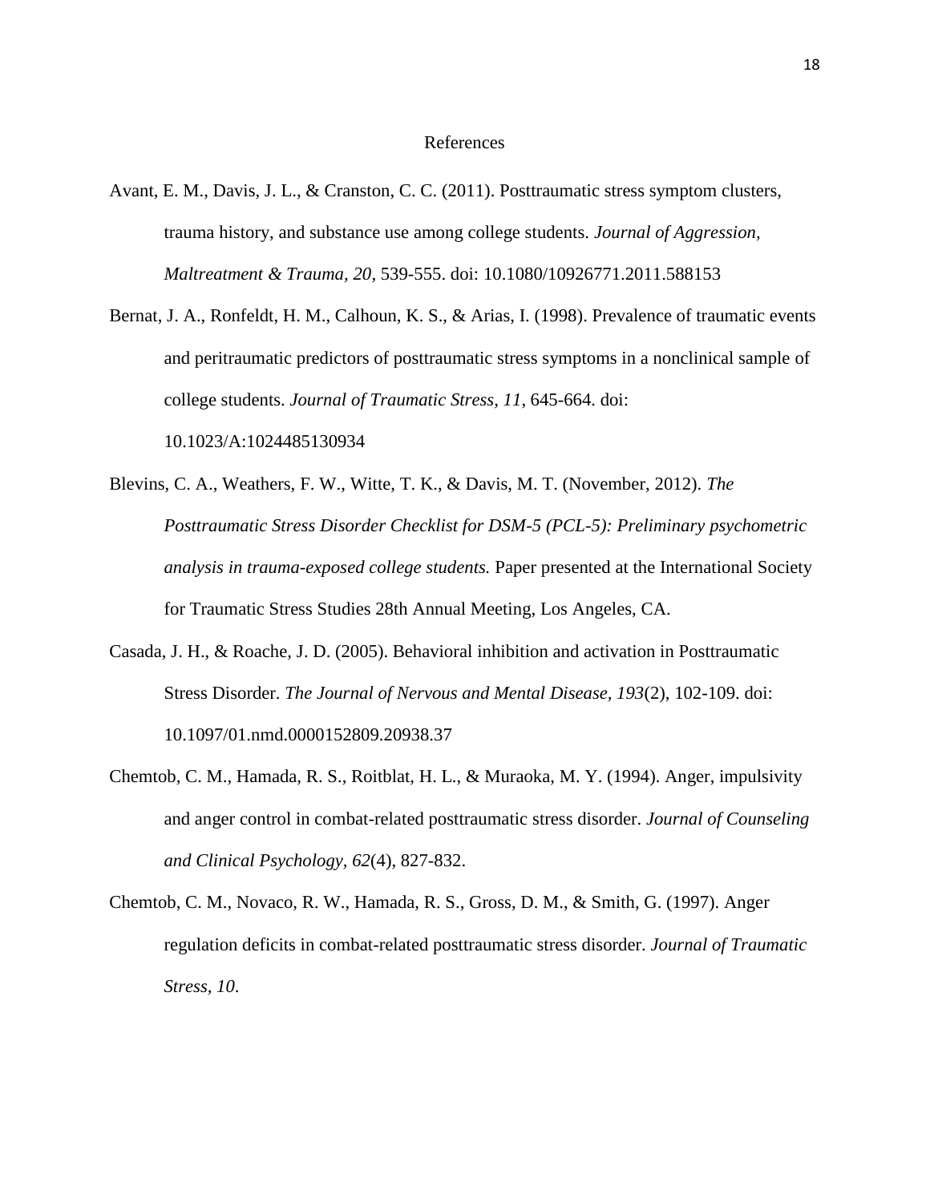# References

Avant, E. M., Davis, J. L., & Cranston, C. C. (2011). Posttraumatic stress symptom clusters, trauma history, and substance use among college students. *Journal of Aggression, Maltreatment & Trauma, 20*, 539-555. doi: 10.1080/10926771.2011.588153

Bernat, J. A., Ronfeldt, H. M., Calhoun, K. S., & Arias, I. (1998). Prevalence of traumatic events and peritraumatic predictors of posttraumatic stress symptoms in a nonclinical sample of college students. *Journal of Traumatic Stress, 11*, 645-664. doi: 10.1023/A:1024485130934

Blevins, C. A., Weathers, F. W., Witte, T. K., & Davis, M. T. (November, 2012). *The Posttraumatic Stress Disorder Checklist for DSM-5 (PCL-5): Preliminary psychometric analysis in trauma-exposed college students.* Paper presented at the International Society for Traumatic Stress Studies 28th Annual Meeting, Los Angeles, CA.

Casada, J. H., & Roache, J. D. (2005). Behavioral inhibition and activation in Posttraumatic Stress Disorder. *The Journal of Nervous and Mental Disease, 193*(2), 102-109. doi: 10.1097/01.nmd.0000152809.20938.37

Chemtob, C. M., Hamada, R. S., Roitblat, H. L., & Muraoka, M. Y. (1994). Anger, impulsivity and anger control in combat-related posttraumatic stress disorder. *Journal of Counseling and Clinical Psychology, 62*(4), 827-832.

Chemtob, C. M., Novaco, R. W., Hamada, R. S., Gross, D. M., & Smith, G. (1997). Anger regulation deficits in combat-related posttraumatic stress disorder. *Journal of Traumatic Stress, 10*.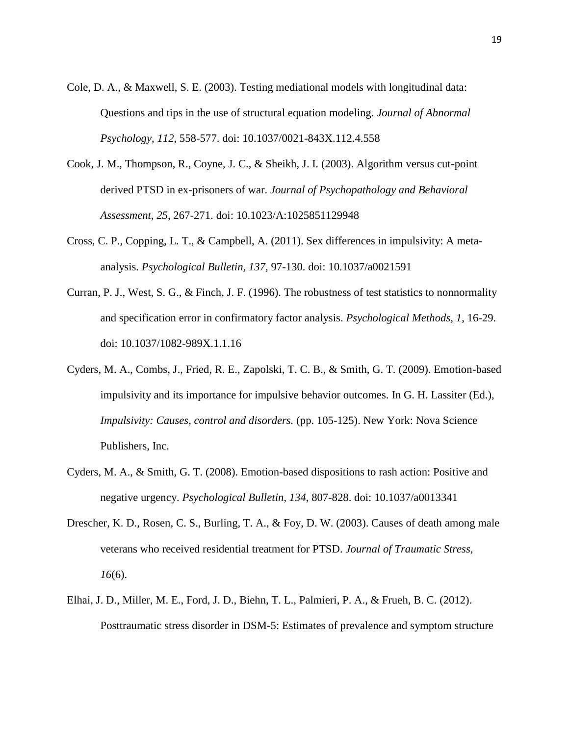Cole, D. A., & Maxwell, S. E. (2003). Testing mediational models with longitudinal data: Questions and tips in the use of structural equation modeling. *Journal of Abnormal Psychology, 112*, 558-577. doi: 10.1037/0021-843X.112.4.558

Cook, J. M., Thompson, R., Coyne, J. C., & Sheikh, J. I. (2003). Algorithm versus cut-point derived PTSD in ex-prisoners of war. *Journal of Psychopathology and Behavioral Assessment, 25*, 267-271. doi: 10.1023/A:1025851129948

Cross, C. P., Copping, L. T., & Campbell, A. (2011). Sex differences in impulsivity: A meta-analysis. *Psychological Bulletin, 137*, 97-130. doi: 10.1037/a0021591

Curran, P. J., West, S. G., & Finch, J. F. (1996). The robustness of test statistics to nonnormality and specification error in confirmatory factor analysis. *Psychological Methods, 1*, 16-29. doi: 10.1037/1082-989X.1.1.16

Cyders, M. A., Combs, J., Fried, R. E., Zapolski, T. C. B., & Smith, G. T. (2009). Emotion-based impulsivity and its importance for impulsive behavior outcomes. In G. H. Lassiter (Ed.), *Impulsivity: Causes, control and disorders.* (pp. 105-125). New York: Nova Science Publishers, Inc.

Cyders, M. A., & Smith, G. T. (2008). Emotion-based dispositions to rash action: Positive and negative urgency. *Psychological Bulletin, 134*, 807-828. doi: 10.1037/a0013341

Drescher, K. D., Rosen, C. S., Burling, T. A., & Foy, D. W. (2003). Causes of death among male veterans who received residential treatment for PTSD. *Journal of Traumatic Stress, 16*(6).

Elhai, J. D., Miller, M. E., Ford, J. D., Biehn, T. L., Palmieri, P. A., & Frueh, B. C. (2012). Posttraumatic stress disorder in DSM-5: Estimates of prevalence and symptom structure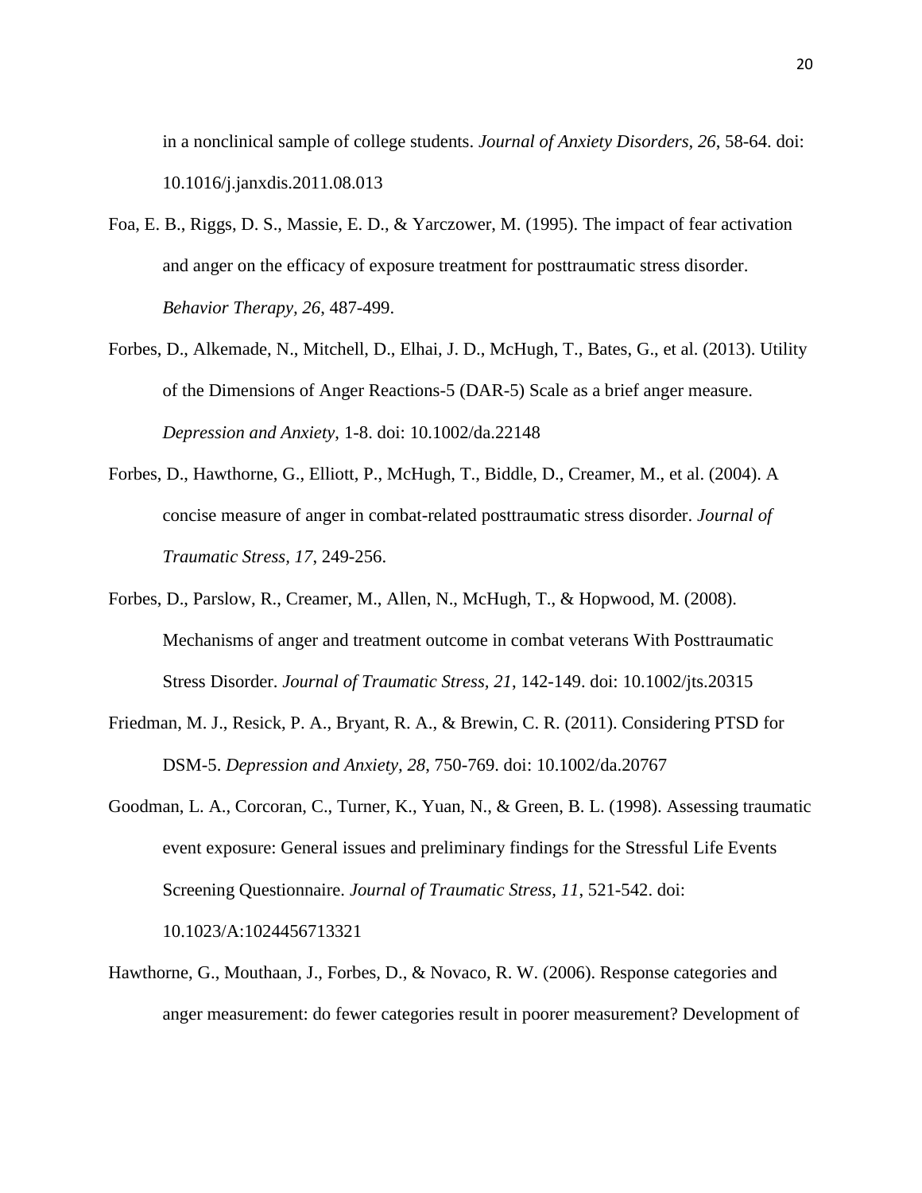in a nonclinical sample of college students. *Journal of Anxiety Disorders*, *26*, 58-64. doi: 10.1016/j.janxdis.2011.08.013

Foa, E. B., Riggs, D. S., Massie, E. D., & Yarczower, M. (1995). The impact of fear activation and anger on the efficacy of exposure treatment for posttraumatic stress disorder. *Behavior Therapy, 26*, 487-499.

Forbes, D., Alkemade, N., Mitchell, D., Elhai, J. D., McHugh, T., Bates, G., et al. (2013). Utility of the Dimensions of Anger Reactions-5 (DAR-5) Scale as a brief anger measure. *Depression and Anxiety*, 1-8. doi: 10.1002/da.22148

Forbes, D., Hawthorne, G., Elliott, P., McHugh, T., Biddle, D., Creamer, M., et al. (2004). A concise measure of anger in combat-related posttraumatic stress disorder. *Journal of Traumatic Stress, 17*, 249-256.

Forbes, D., Parslow, R., Creamer, M., Allen, N., McHugh, T., & Hopwood, M. (2008). Mechanisms of anger and treatment outcome in combat veterans With Posttraumatic Stress Disorder. *Journal of Traumatic Stress*, *21*, 142-149. doi: 10.1002/jts.20315

Friedman, M. J., Resick, P. A., Bryant, R. A., & Brewin, C. R. (2011). Considering PTSD for DSM-5. *Depression and Anxiety*, *28*, 750-769. doi: 10.1002/da.20767

Goodman, L. A., Corcoran, C., Turner, K., Yuan, N., & Green, B. L. (1998). Assessing traumatic event exposure: General issues and preliminary findings for the Stressful Life Events Screening Questionnaire. *Journal of Traumatic Stress, 11*, 521-542. doi: 10.1023/A:1024456713321

Hawthorne, G., Mouthaan, J., Forbes, D., & Novaco, R. W. (2006). Response categories and anger measurement: do fewer categories result in poorer measurement? Development of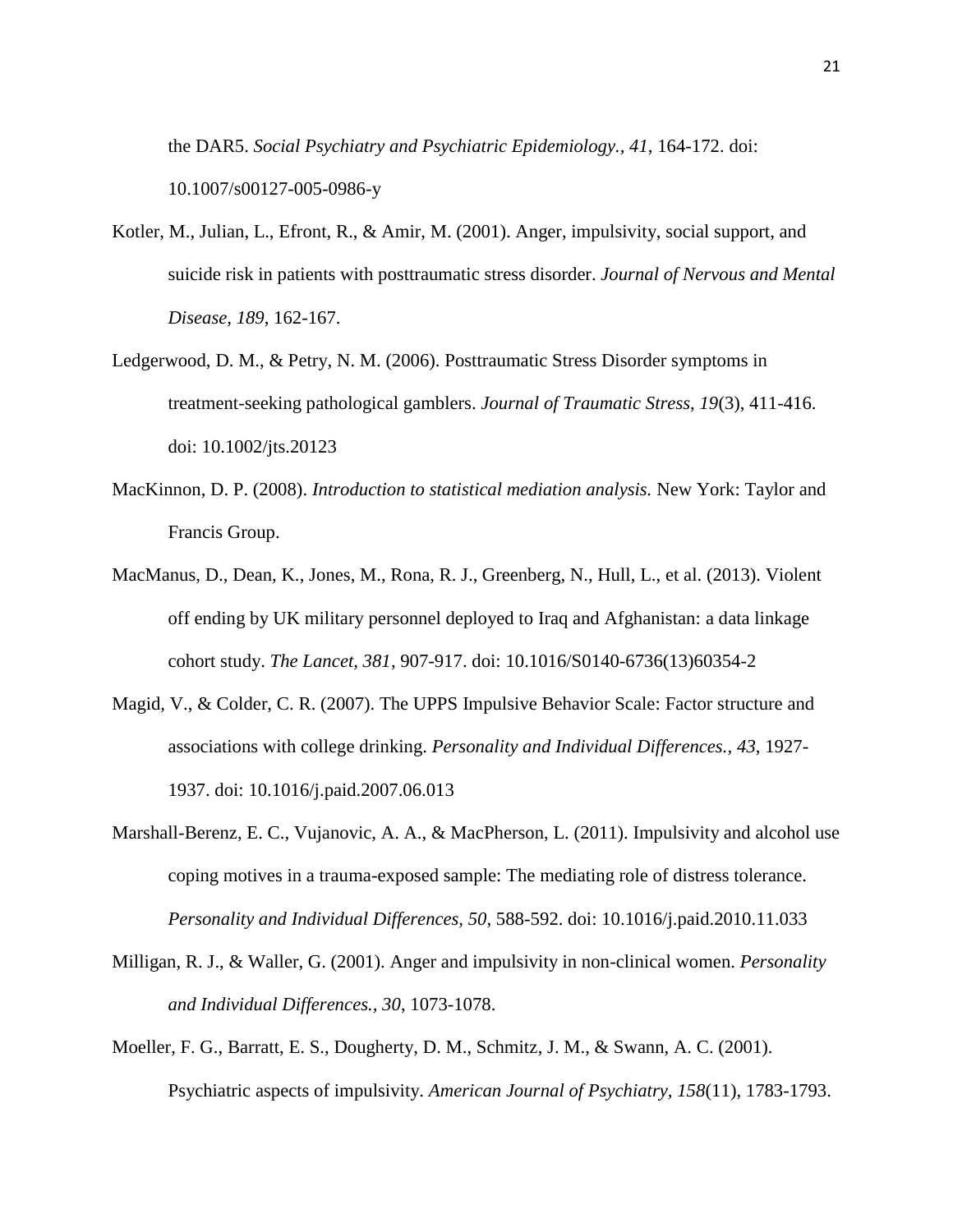the DAR5. *Social Psychiatry and Psychiatric Epidemiology., 41*, 164-172. doi: 10.1007/s00127-005-0986-y

Kotler, M., Julian, L., Efront, R., & Amir, M. (2001). Anger, impulsivity, social support, and suicide risk in patients with posttraumatic stress disorder. *Journal of Nervous and Mental Disease, 189*, 162-167.

Ledgerwood, D. M., & Petry, N. M. (2006). Posttraumatic Stress Disorder symptoms in treatment-seeking pathological gamblers. *Journal of Traumatic Stress, 19*(3), 411-416. doi: 10.1002/jts.20123

MacKinnon, D. P. (2008). *Introduction to statistical mediation analysis.* New York: Taylor and Francis Group.

MacManus, D., Dean, K., Jones, M., Rona, R. J., Greenberg, N., Hull, L., et al. (2013). Violent off ending by UK military personnel deployed to Iraq and Afghanistan: a data linkage cohort study. *The Lancet, 381*, 907-917. doi: 10.1016/S0140-6736(13)60354-2

Magid, V., & Colder, C. R. (2007). The UPPS Impulsive Behavior Scale: Factor structure and associations with college drinking. *Personality and Individual Differences., 43*, 1927-1937. doi: 10.1016/j.paid.2007.06.013

Marshall-Berenz, E. C., Vujanovic, A. A., & MacPherson, L. (2011). Impulsivity and alcohol use coping motives in a trauma-exposed sample: The mediating role of distress tolerance. *Personality and Individual Differences, 50*, 588-592. doi: 10.1016/j.paid.2010.11.033

Milligan, R. J., & Waller, G. (2001). Anger and impulsivity in non-clinical women. *Personality and Individual Differences., 30*, 1073-1078.

Moeller, F. G., Barratt, E. S., Dougherty, D. M., Schmitz, J. M., & Swann, A. C. (2001). Psychiatric aspects of impulsivity. *American Journal of Psychiatry, 158*(11), 1783-1793.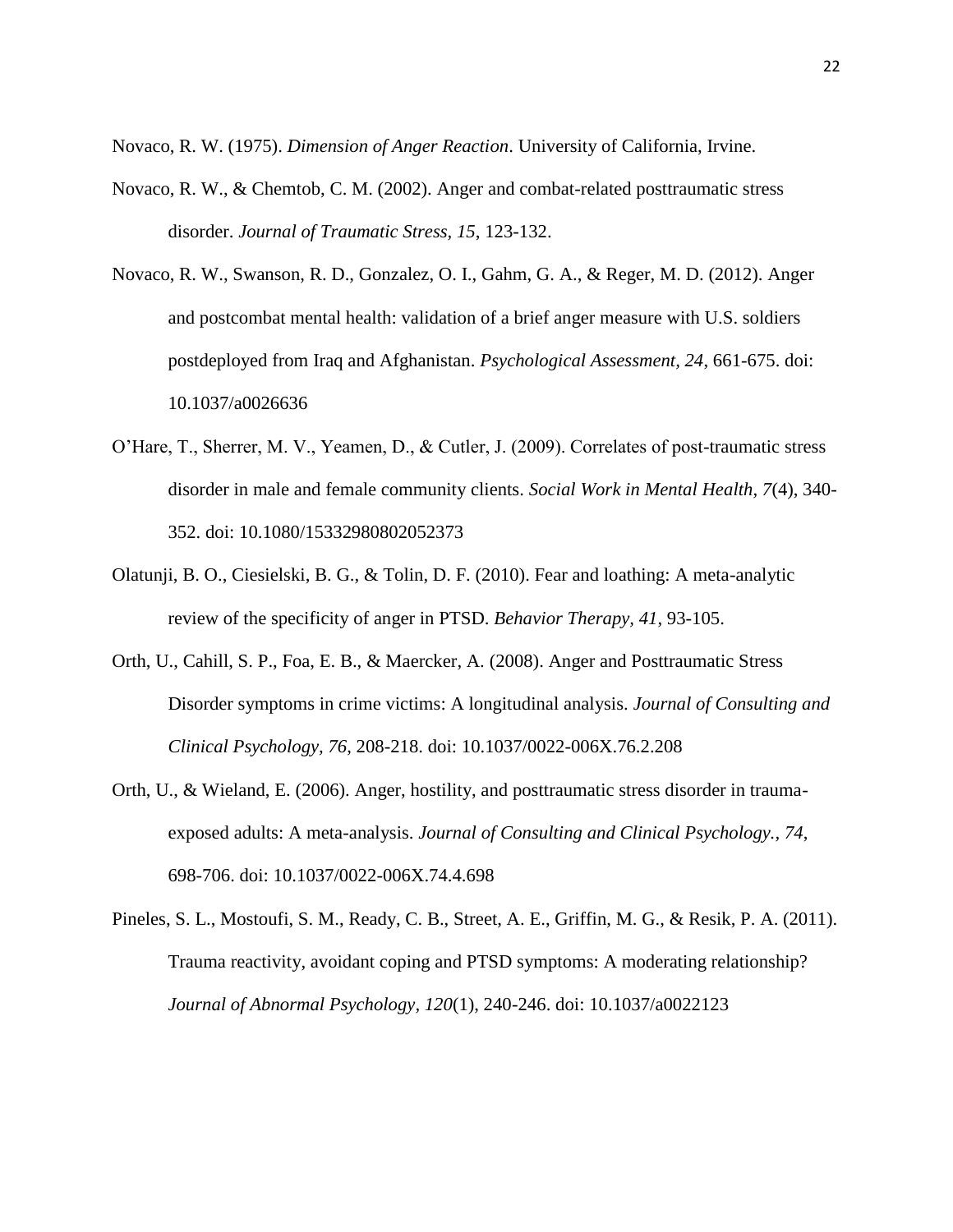Novaco, R. W. (1975). *Dimension of Anger Reaction*. University of California, Irvine.

Novaco, R. W., & Chemtob, C. M. (2002). Anger and combat-related posttraumatic stress disorder. *Journal of Traumatic Stress, 15*, 123-132.

Novaco, R. W., Swanson, R. D., Gonzalez, O. I., Gahm, G. A., & Reger, M. D. (2012). Anger and postcombat mental health: validation of a brief anger measure with U.S. soldiers postdeployed from Iraq and Afghanistan. *Psychological Assessment, 24*, 661-675. doi: 10.1037/a0026636

O'Hare, T., Sherrer, M. V., Yeamen, D., & Cutler, J. (2009). Correlates of post-traumatic stress disorder in male and female community clients. *Social Work in Mental Health, 7*(4), 340-352. doi: 10.1080/15332980802052373

Olatunji, B. O., Ciesielski, B. G., & Tolin, D. F. (2010). Fear and loathing: A meta-analytic review of the specificity of anger in PTSD. *Behavior Therapy, 41*, 93-105.

Orth, U., Cahill, S. P., Foa, E. B., & Maercker, A. (2008). Anger and Posttraumatic Stress Disorder symptoms in crime victims: A longitudinal analysis. *Journal of Consulting and Clinical Psychology, 76*, 208-218. doi: 10.1037/0022-006X.76.2.208

Orth, U., & Wieland, E. (2006). Anger, hostility, and posttraumatic stress disorder in trauma-exposed adults: A meta-analysis. *Journal of Consulting and Clinical Psychology., 74*, 698-706. doi: 10.1037/0022-006X.74.4.698

Pineles, S. L., Mostoufi, S. M., Ready, C. B., Street, A. E., Griffin, M. G., & Resik, P. A. (2011). Trauma reactivity, avoidant coping and PTSD symptoms: A moderating relationship? *Journal of Abnormal Psychology, 120*(1), 240-246. doi: 10.1037/a0022123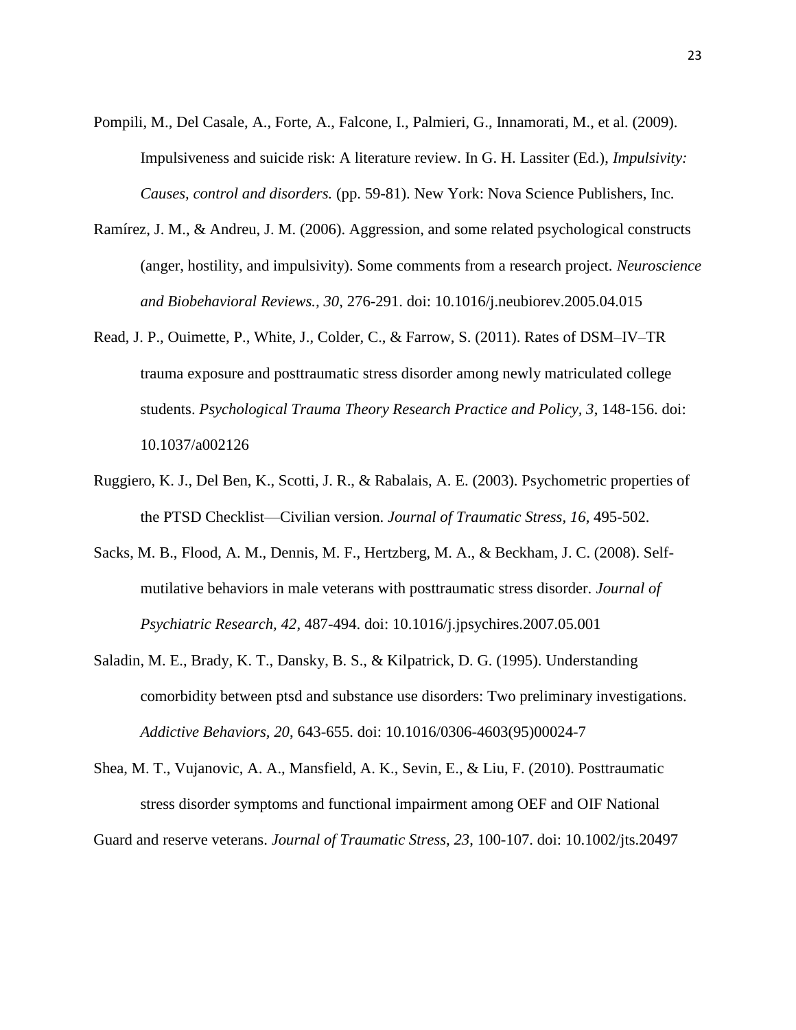Pompili, M., Del Casale, A., Forte, A., Falcone, I., Palmieri, G., Innamorati, M., et al. (2009). Impulsiveness and suicide risk: A literature review. In G. H. Lassiter (Ed.), *Impulsivity: Causes, control and disorders.* (pp. 59-81). New York: Nova Science Publishers, Inc.

Ramírez, J. M., & Andreu, J. M. (2006). Aggression, and some related psychological constructs (anger, hostility, and impulsivity). Some comments from a research project. *Neuroscience and Biobehavioral Reviews., 30*, 276-291. doi: 10.1016/j.neubiorev.2005.04.015

Read, J. P., Ouimette, P., White, J., Colder, C., & Farrow, S. (2011). Rates of DSM–IV–TR trauma exposure and posttraumatic stress disorder among newly matriculated college students. *Psychological Trauma Theory Research Practice and Policy, 3*, 148-156. doi: 10.1037/a002126

Ruggiero, K. J., Del Ben, K., Scotti, J. R., & Rabalais, A. E. (2003). Psychometric properties of the PTSD Checklist—Civilian version. *Journal of Traumatic Stress, 16*, 495-502.

Sacks, M. B., Flood, A. M., Dennis, M. F., Hertzberg, M. A., & Beckham, J. C. (2008). Self-mutilative behaviors in male veterans with posttraumatic stress disorder. *Journal of Psychiatric Research, 42*, 487-494. doi: 10.1016/j.jpsychires.2007.05.001

Saladin, M. E., Brady, K. T., Dansky, B. S., & Kilpatrick, D. G. (1995). Understanding comorbidity between ptsd and substance use disorders: Two preliminary investigations. *Addictive Behaviors, 20*, 643-655. doi: 10.1016/0306-4603(95)00024-7

Shea, M. T., Vujanovic, A. A., Mansfield, A. K., Sevin, E., & Liu, F. (2010). Posttraumatic stress disorder symptoms and functional impairment among OEF and OIF National Guard and reserve veterans. *Journal of Traumatic Stress, 23*, 100-107. doi: 10.1002/jts.20497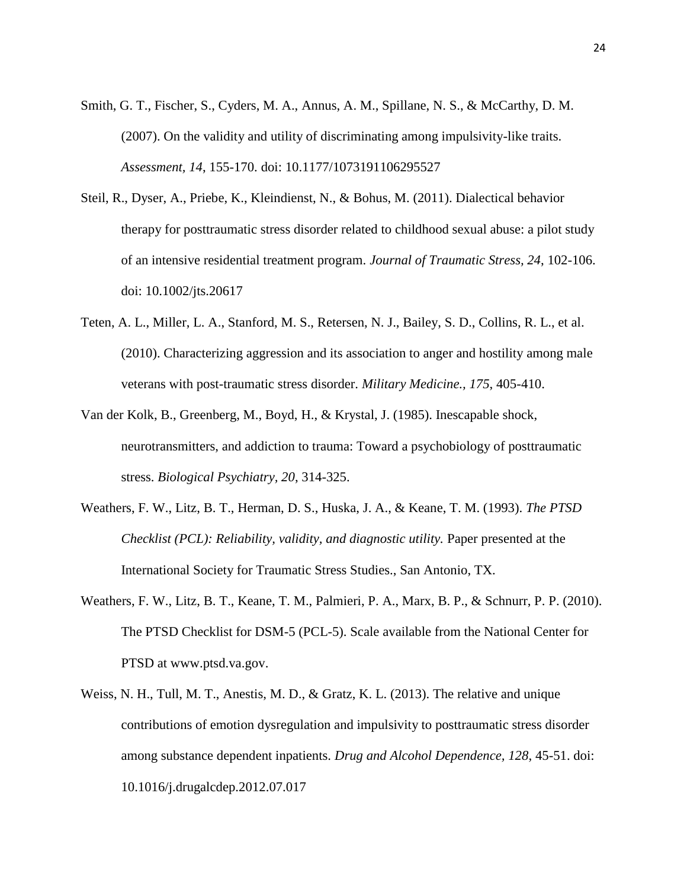Smith, G. T., Fischer, S., Cyders, M. A., Annus, A. M., Spillane, N. S., & McCarthy, D. M. (2007). On the validity and utility of discriminating among impulsivity-like traits. *Assessment, 14*, 155-170. doi: 10.1177/1073191106295527

Steil, R., Dyser, A., Priebe, K., Kleindienst, N., & Bohus, M. (2011). Dialectical behavior therapy for posttraumatic stress disorder related to childhood sexual abuse: a pilot study of an intensive residential treatment program. *Journal of Traumatic Stress, 24*, 102-106. doi: 10.1002/jts.20617

Teten, A. L., Miller, L. A., Stanford, M. S., Retersen, N. J., Bailey, S. D., Collins, R. L., et al. (2010). Characterizing aggression and its association to anger and hostility among male veterans with post-traumatic stress disorder. *Military Medicine., 175*, 405-410.

Van der Kolk, B., Greenberg, M., Boyd, H., & Krystal, J. (1985). Inescapable shock, neurotransmitters, and addiction to trauma: Toward a psychobiology of posttraumatic stress. *Biological Psychiatry, 20*, 314-325.

Weathers, F. W., Litz, B. T., Herman, D. S., Huska, J. A., & Keane, T. M. (1993). *The PTSD Checklist (PCL): Reliability, validity, and diagnostic utility.* Paper presented at the International Society for Traumatic Stress Studies., San Antonio, TX.

Weathers, F. W., Litz, B. T., Keane, T. M., Palmieri, P. A., Marx, B. P., & Schnurr, P. P. (2010). The PTSD Checklist for DSM-5 (PCL-5). Scale available from the National Center for PTSD at www.ptsd.va.gov.

Weiss, N. H., Tull, M. T., Anestis, M. D., & Gratz, K. L. (2013). The relative and unique contributions of emotion dysregulation and impulsivity to posttraumatic stress disorder among substance dependent inpatients. *Drug and Alcohol Dependence, 128*, 45-51. doi: 10.1016/j.drugalcdep.2012.07.017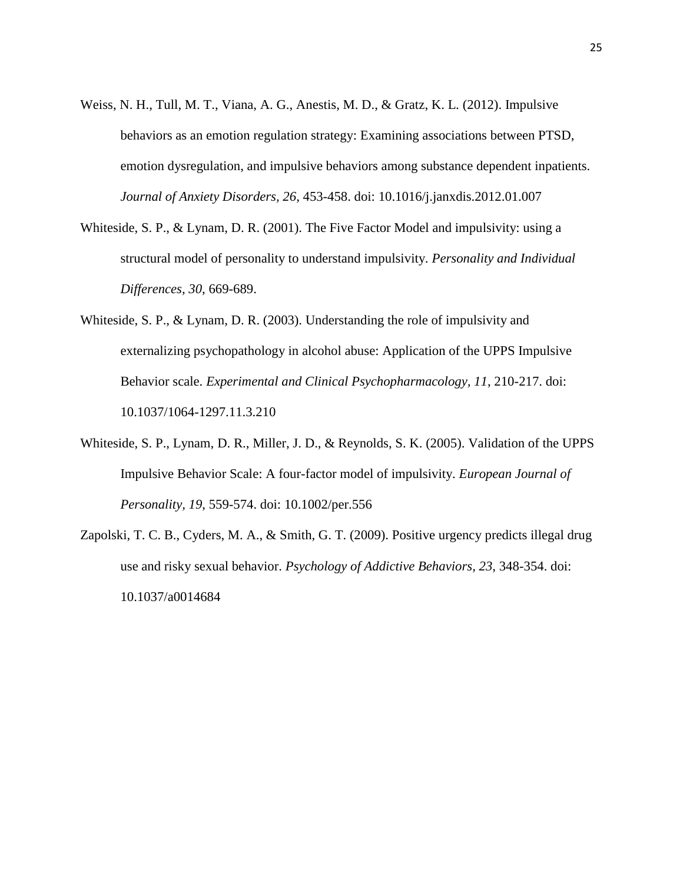Weiss, N. H., Tull, M. T., Viana, A. G., Anestis, M. D., & Gratz, K. L. (2012). Impulsive behaviors as an emotion regulation strategy: Examining associations between PTSD, emotion dysregulation, and impulsive behaviors among substance dependent inpatients. *Journal of Anxiety Disorders, 26*, 453-458. doi: 10.1016/j.janxdis.2012.01.007

Whiteside, S. P., & Lynam, D. R. (2001). The Five Factor Model and impulsivity: using a structural model of personality to understand impulsivity. *Personality and Individual Differences, 30*, 669-689.

Whiteside, S. P., & Lynam, D. R. (2003). Understanding the role of impulsivity and externalizing psychopathology in alcohol abuse: Application of the UPPS Impulsive Behavior scale. *Experimental and Clinical Psychopharmacology, 11*, 210-217. doi: 10.1037/1064-1297.11.3.210

Whiteside, S. P., Lynam, D. R., Miller, J. D., & Reynolds, S. K. (2005). Validation of the UPPS Impulsive Behavior Scale: A four-factor model of impulsivity. *European Journal of Personality, 19*, 559-574. doi: 10.1002/per.556

Zapolski, T. C. B., Cyders, M. A., & Smith, G. T. (2009). Positive urgency predicts illegal drug use and risky sexual behavior. *Psychology of Addictive Behaviors, 23*, 348-354. doi: 10.1037/a0014684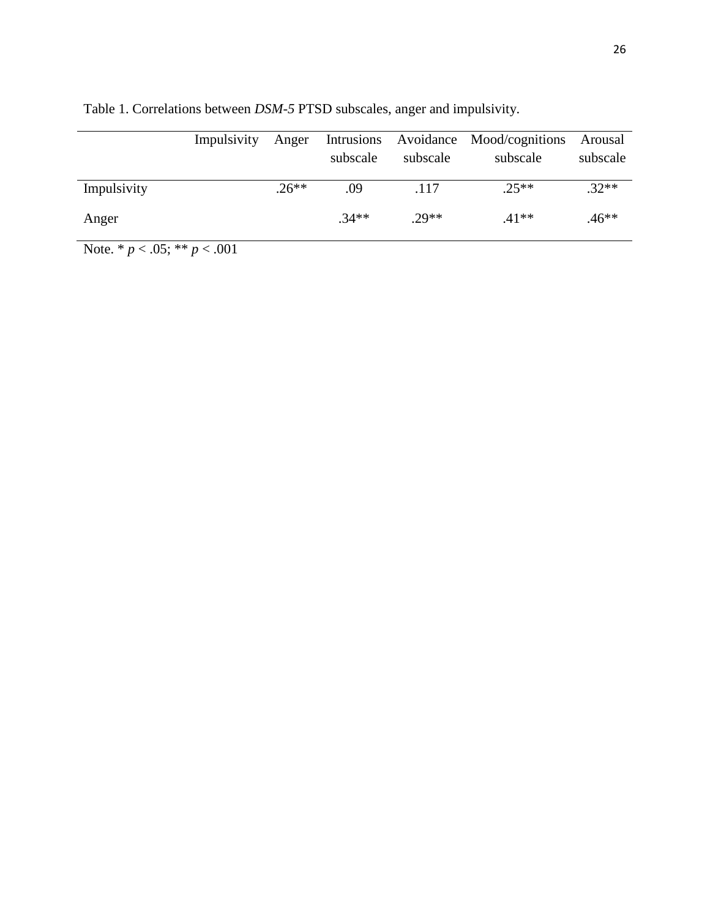Table 1. Correlations between *DSM-5* PTSD subscales, anger and impulsivity.

| | Impulsivity | Anger | Intrusions subscale | Avoidance subscale | Mood/cognitions subscale | Arousal subscale |
|---|---|---|---|---|---|---|
| Impulsivity | | .26** | .09 | .117 | .25** | .32** |
| Anger | | | .34** | .29** | .41** | .46** |

Note. * $p < .05$; ** $p < .001$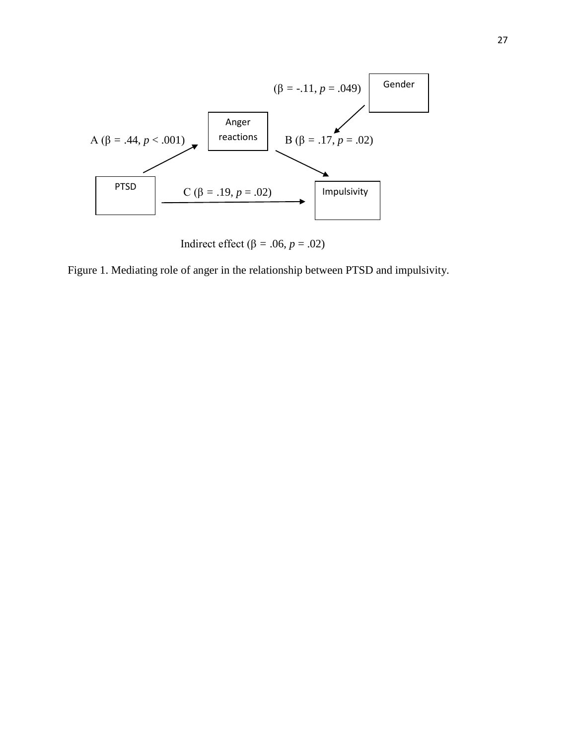Gender

($\beta$ = -.11, $p$ = .049)

Anger reactions

A ($\beta$ = .44, $p$ < .001)

B ($\beta$ = .17, $p$ = .02)

PTSD

C ($\beta$ = .19, $p$ = .02)

Impulsivity

Indirect effect ($\beta$ = .06, $p$ = .02)

Figure 1. Mediating role of anger in the relationship between PTSD and impulsivity.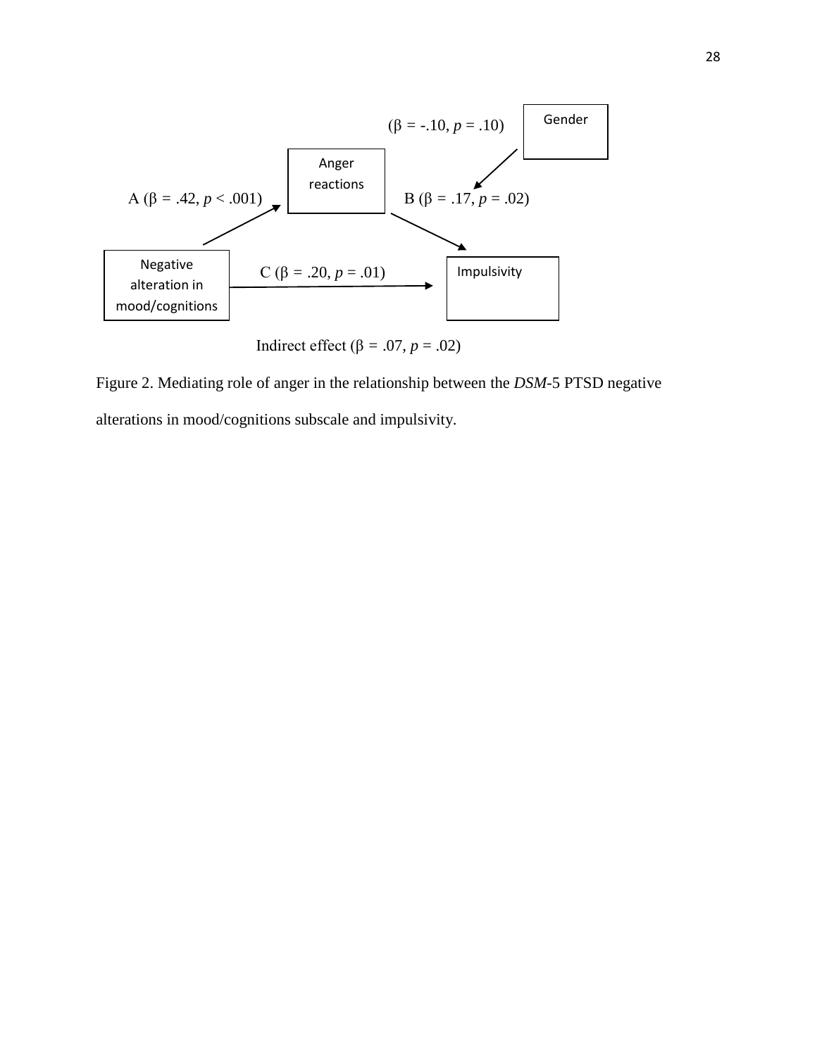Gender

($\beta$ = -.10, *p* = .10)

Anger reactions

A ($\beta$ = .42, *p* < .001)

B ($\beta$ = .17, *p* = .02)

Negative alteration in mood/cognitions

C ($\beta$ = .20, *p* = .01)

Impulsivity

Indirect effect ($\beta$ = .07, *p* = .02)

Figure 2. Mediating role of anger in the relationship between the *DSM*-5 PTSD negative alterations in mood/cognitions subscale and impulsivity.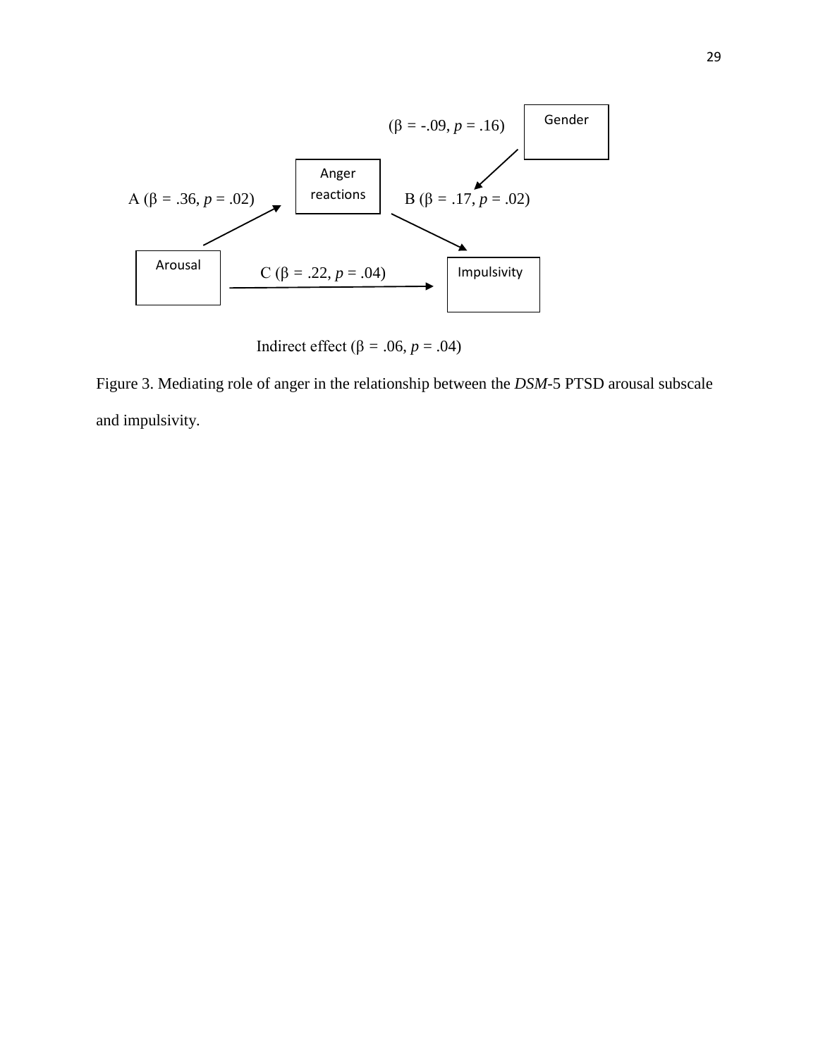Gender

(β = -.09, $p$ = .16)

Anger reactions

A (β = .36, $p$ = .02)

B (β = .17, $p$ = .02)

Arousal

C (β = .22, $p$ = .04)

Impulsivity

Indirect effect (β = .06, $p$ = .04)

Figure 3. Mediating role of anger in the relationship between the *DSM*-5 PTSD arousal subscale and impulsivity.